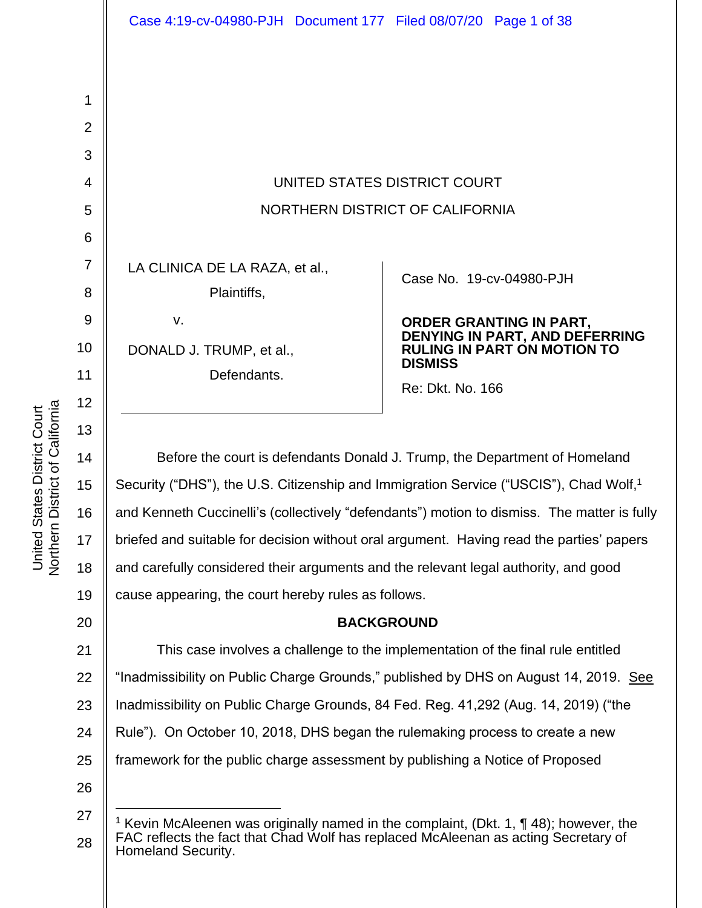UNITED STATES DISTRICT COURT

NORTHERN DISTRICT OF CALIFORNIA

LA CLINICA DE LA RAZA, et al.,

Plaintiffs,

v.

DONALD J. TRUMP, et al.,

Defendants.

Case No. 19-cv-04980-PJH

**ORDER GRANTING IN PART, DENYING IN PART, AND DEFERRING RULING IN PART ON MOTION TO DISMISS**

Re: Dkt. No. 166

Before the court is defendants Donald J. Trump, the Department of Homeland Security ("DHS"), the U.S. Citizenship and Immigration Service ("USCIS"), Chad Wolf,[1] and Kenneth Cuccinelli's (collectively "defendants") motion to dismiss. The matter is fully briefed and suitable for decision without oral argument. Having read the parties' papers and carefully considered their arguments and the relevant legal authority, and good cause appearing, the court hereby rules as follows.

## BACKGROUND

This case involves a challenge to the implementation of the final rule entitled "Inadmissibility on Public Charge Grounds," published by DHS on August 14, 2019. See Inadmissibility on Public Charge Grounds, 84 Fed. Reg. 41,292 (Aug. 14, 2019) ("the Rule"). On October 10, 2018, DHS began the rulemaking process to create a new framework for the public charge assessment by publishing a Notice of Proposed

---

[1] Kevin McAleenen was originally named in the complaint, (Dkt. 1, ¶ 48); however, the FAC reflects the fact that Chad Wolf has replaced McAleenan as acting Secretary of Homeland Security.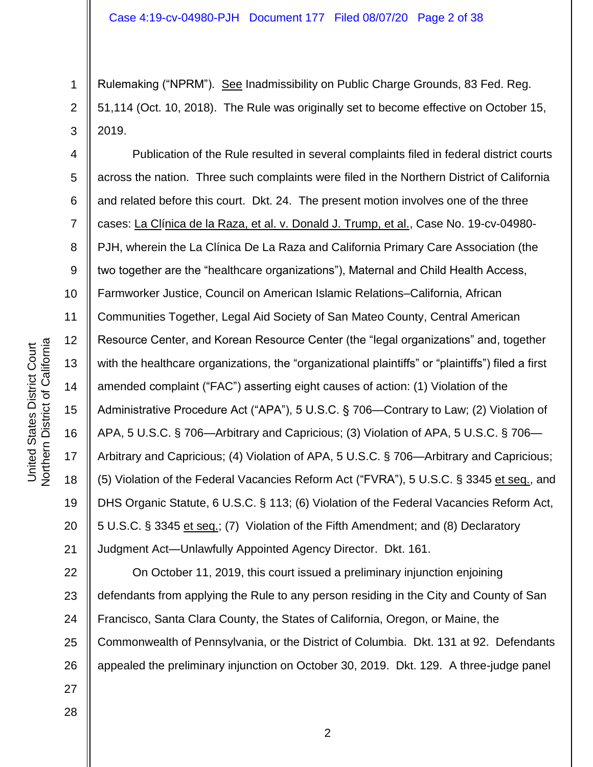Rulemaking ("NPRM"). See Inadmissibility on Public Charge Grounds, 83 Fed. Reg. 51,114 (Oct. 10, 2018). The Rule was originally set to become effective on October 15, 2019.

Publication of the Rule resulted in several complaints filed in federal district courts across the nation. Three such complaints were filed in the Northern District of California and related before this court. Dkt. 24. The present motion involves one of the three cases: La Clínica de la Raza, et al. v. Donald J. Trump, et al., Case No. 19-cv-04980-PJH, wherein the La Clínica De La Raza and California Primary Care Association (the two together are the "healthcare organizations"), Maternal and Child Health Access, Farmworker Justice, Council on American Islamic Relations–California, African Communities Together, Legal Aid Society of San Mateo County, Central American Resource Center, and Korean Resource Center (the "legal organizations" and, together with the healthcare organizations, the "organizational plaintiffs" or "plaintiffs") filed a first amended complaint ("FAC") asserting eight causes of action: (1) Violation of the Administrative Procedure Act ("APA"), 5 U.S.C. § 706—Contrary to Law; (2) Violation of APA, 5 U.S.C. § 706—Arbitrary and Capricious; (3) Violation of APA, 5 U.S.C. § 706—Arbitrary and Capricious; (4) Violation of APA, 5 U.S.C. § 706—Arbitrary and Capricious; (5) Violation of the Federal Vacancies Reform Act ("FVRA"), 5 U.S.C. § 3345 et seq., and DHS Organic Statute, 6 U.S.C. § 113; (6) Violation of the Federal Vacancies Reform Act, 5 U.S.C. § 3345 et seq.; (7) Violation of the Fifth Amendment; and (8) Declaratory Judgment Act—Unlawfully Appointed Agency Director. Dkt. 161.

On October 11, 2019, this court issued a preliminary injunction enjoining defendants from applying the Rule to any person residing in the City and County of San Francisco, Santa Clara County, the States of California, Oregon, or Maine, the Commonwealth of Pennsylvania, or the District of Columbia. Dkt. 131 at 92. Defendants appealed the preliminary injunction on October 30, 2019. Dkt. 129. A three-judge panel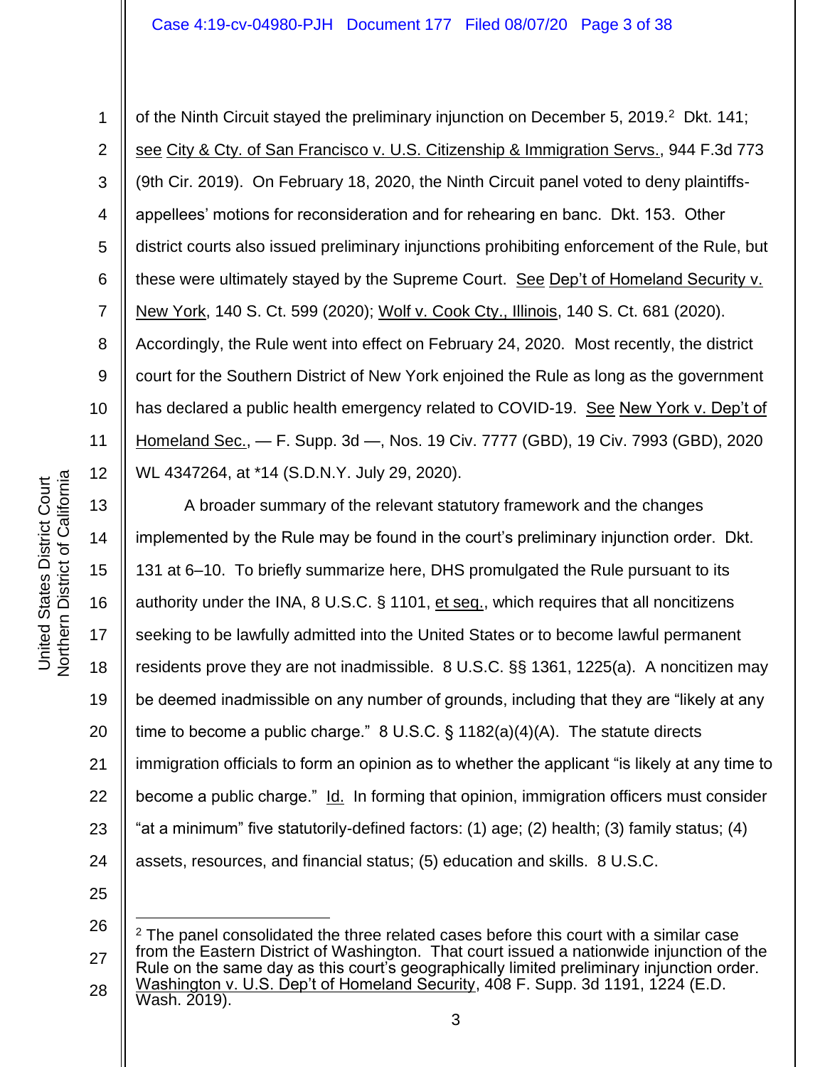of the Ninth Circuit stayed the preliminary injunction on December 5, 2019.[2] Dkt. 141; see City & Cty. of San Francisco v. U.S. Citizenship & Immigration Servs., 944 F.3d 773 (9th Cir. 2019). On February 18, 2020, the Ninth Circuit panel voted to deny plaintiffs-appellees' motions for reconsideration and for rehearing en banc. Dkt. 153. Other district courts also issued preliminary injunctions prohibiting enforcement of the Rule, but these were ultimately stayed by the Supreme Court. See Dep't of Homeland Security v. New York, 140 S. Ct. 599 (2020); Wolf v. Cook Cty., Illinois, 140 S. Ct. 681 (2020). Accordingly, the Rule went into effect on February 24, 2020. Most recently, the district court for the Southern District of New York enjoined the Rule as long as the government has declared a public health emergency related to COVID-19. See New York v. Dep't of Homeland Sec., — F. Supp. 3d —, Nos. 19 Civ. 7777 (GBD), 19 Civ. 7993 (GBD), 2020 WL 4347264, at *14 (S.D.N.Y. July 29, 2020).

A broader summary of the relevant statutory framework and the changes implemented by the Rule may be found in the court's preliminary injunction order. Dkt. 131 at 6–10. To briefly summarize here, DHS promulgated the Rule pursuant to its authority under the INA, 8 U.S.C. § 1101, et seq., which requires that all noncitizens seeking to be lawfully admitted into the United States or to become lawful permanent residents prove they are not inadmissible. 8 U.S.C. §§ 1361, 1225(a). A noncitizen may be deemed inadmissible on any number of grounds, including that they are "likely at any time to become a public charge." 8 U.S.C. § 1182(a)(4)(A). The statute directs immigration officials to form an opinion as to whether the applicant "is likely at any time to become a public charge." Id. In forming that opinion, immigration officers must consider "at a minimum" five statutorily-defined factors: (1) age; (2) health; (3) family status; (4) assets, resources, and financial status; (5) education and skills. 8 U.S.C.

---

[2] The panel consolidated the three related cases before this court with a similar case from the Eastern District of Washington. That court issued a nationwide injunction of the Rule on the same day as this court's geographically limited preliminary injunction order. Washington v. U.S. Dep't of Homeland Security, 408 F. Supp. 3d 1191, 1224 (E.D. Wash. 2019).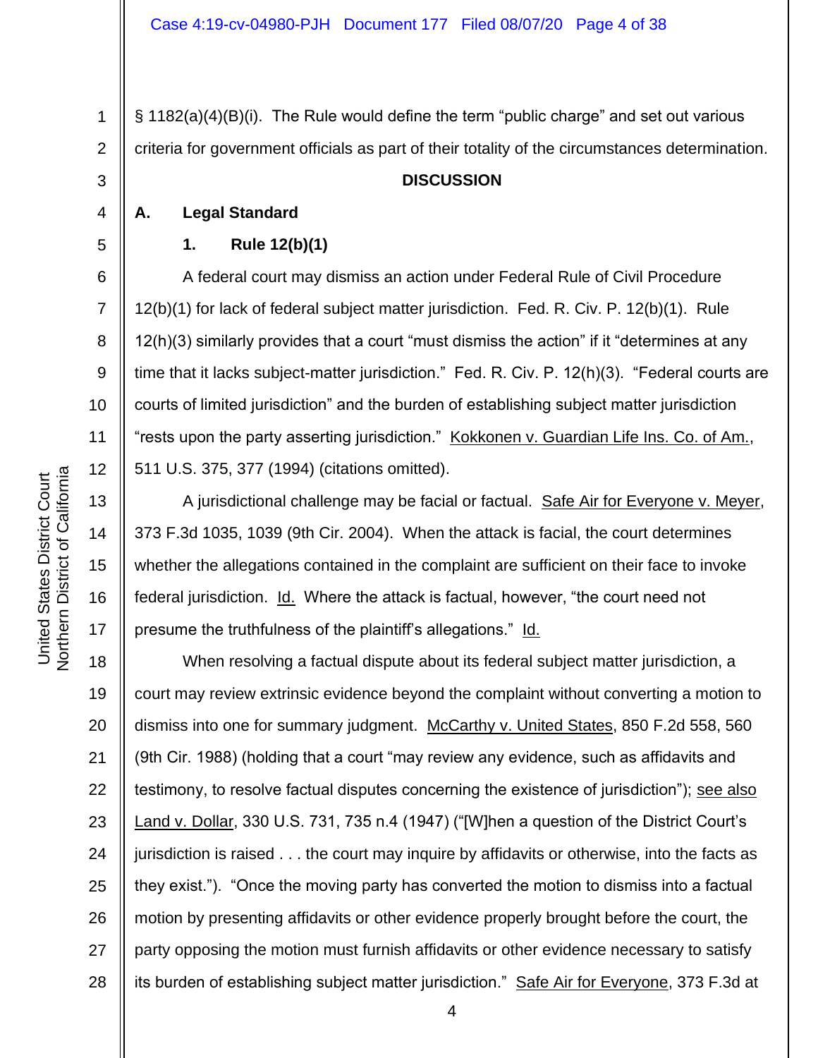§ 1182(a)(4)(B)(i). The Rule would define the term "public charge" and set out various criteria for government officials as part of their totality of the circumstances determination.

## DISCUSSION

### A. Legal Standard

#### 1. Rule 12(b)(1)

A federal court may dismiss an action under Federal Rule of Civil Procedure 12(b)(1) for lack of federal subject matter jurisdiction. Fed. R. Civ. P. 12(b)(1). Rule 12(h)(3) similarly provides that a court "must dismiss the action" if it "determines at any time that it lacks subject-matter jurisdiction." Fed. R. Civ. P. 12(h)(3). "Federal courts are courts of limited jurisdiction" and the burden of establishing subject matter jurisdiction "rests upon the party asserting jurisdiction." Kokkonen v. Guardian Life Ins. Co. of Am., 511 U.S. 375, 377 (1994) (citations omitted).

A jurisdictional challenge may be facial or factual. Safe Air for Everyone v. Meyer, 373 F.3d 1035, 1039 (9th Cir. 2004). When the attack is facial, the court determines whether the allegations contained in the complaint are sufficient on their face to invoke federal jurisdiction. Id. Where the attack is factual, however, "the court need not presume the truthfulness of the plaintiff's allegations." Id.

When resolving a factual dispute about its federal subject matter jurisdiction, a court may review extrinsic evidence beyond the complaint without converting a motion to dismiss into one for summary judgment. McCarthy v. United States, 850 F.2d 558, 560 (9th Cir. 1988) (holding that a court "may review any evidence, such as affidavits and testimony, to resolve factual disputes concerning the existence of jurisdiction"); see also Land v. Dollar, 330 U.S. 731, 735 n.4 (1947) ("[W]hen a question of the District Court's jurisdiction is raised . . . the court may inquire by affidavits or otherwise, into the facts as they exist."). "Once the moving party has converted the motion to dismiss into a factual motion by presenting affidavits or other evidence properly brought before the court, the party opposing the motion must furnish affidavits or other evidence necessary to satisfy its burden of establishing subject matter jurisdiction." Safe Air for Everyone, 373 F.3d at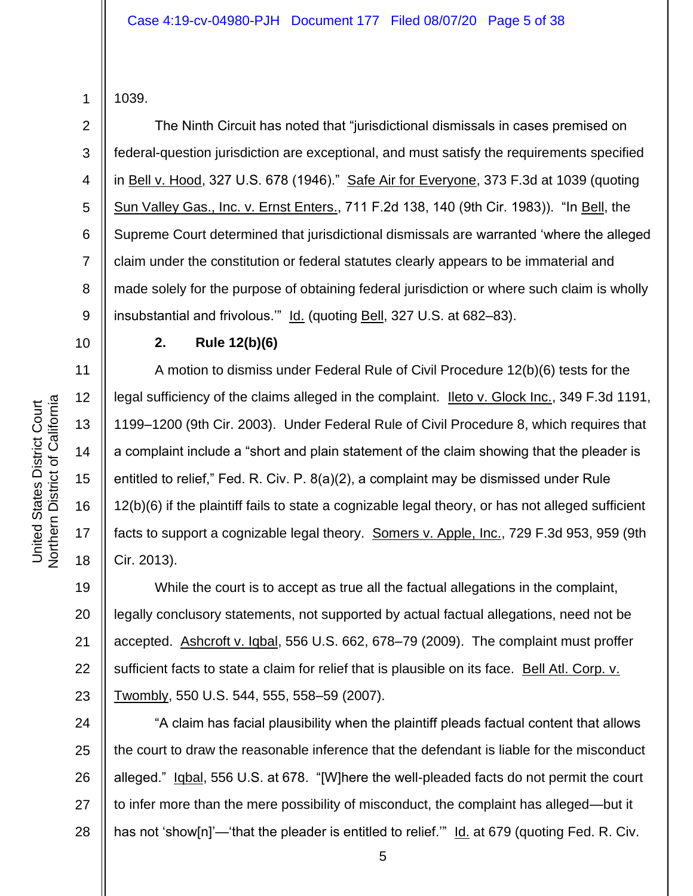1039.

The Ninth Circuit has noted that "jurisdictional dismissals in cases premised on federal-question jurisdiction are exceptional, and must satisfy the requirements specified in Bell v. Hood, 327 U.S. 678 (1946)." Safe Air for Everyone, 373 F.3d at 1039 (quoting Sun Valley Gas., Inc. v. Ernst Enters., 711 F.2d 138, 140 (9th Cir. 1983)). "In Bell, the Supreme Court determined that jurisdictional dismissals are warranted 'where the alleged claim under the constitution or federal statutes clearly appears to be immaterial and made solely for the purpose of obtaining federal jurisdiction or where such claim is wholly insubstantial and frivolous.'" Id. (quoting Bell, 327 U.S. at 682–83).

**2. Rule 12(b)(6)**

A motion to dismiss under Federal Rule of Civil Procedure 12(b)(6) tests for the legal sufficiency of the claims alleged in the complaint. Ileto v. Glock Inc., 349 F.3d 1191, 1199–1200 (9th Cir. 2003). Under Federal Rule of Civil Procedure 8, which requires that a complaint include a "short and plain statement of the claim showing that the pleader is entitled to relief," Fed. R. Civ. P. 8(a)(2), a complaint may be dismissed under Rule 12(b)(6) if the plaintiff fails to state a cognizable legal theory, or has not alleged sufficient facts to support a cognizable legal theory. Somers v. Apple, Inc., 729 F.3d 953, 959 (9th Cir. 2013).

While the court is to accept as true all the factual allegations in the complaint, legally conclusory statements, not supported by actual factual allegations, need not be accepted. Ashcroft v. Iqbal, 556 U.S. 662, 678–79 (2009). The complaint must proffer sufficient facts to state a claim for relief that is plausible on its face. Bell Atl. Corp. v. Twombly, 550 U.S. 544, 555, 558–59 (2007).

"A claim has facial plausibility when the plaintiff pleads factual content that allows the court to draw the reasonable inference that the defendant is liable for the misconduct alleged." Iqbal, 556 U.S. at 678. "[W]here the well-pleaded facts do not permit the court to infer more than the mere possibility of misconduct, the complaint has alleged—but it has not 'show[n]'—'that the pleader is entitled to relief.'" Id. at 679 (quoting Fed. R. Civ.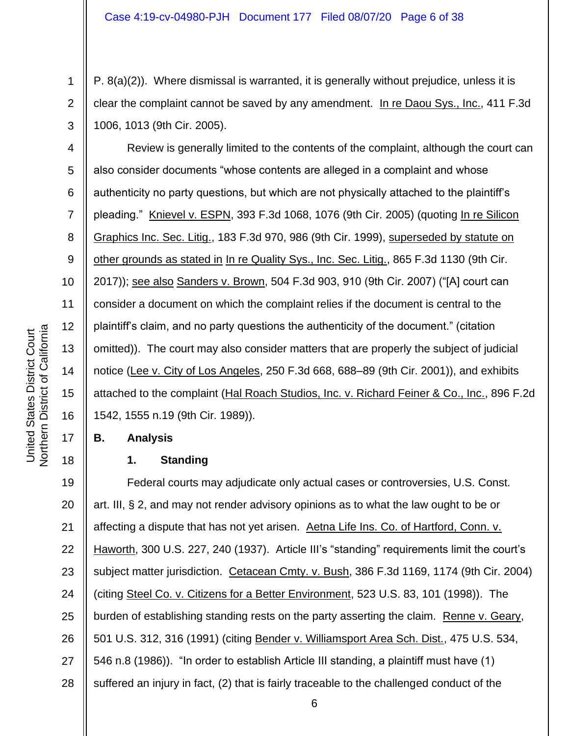P. 8(a)(2)). Where dismissal is warranted, it is generally without prejudice, unless it is clear the complaint cannot be saved by any amendment. In re Daou Sys., Inc., 411 F.3d 1006, 1013 (9th Cir. 2005).

Review is generally limited to the contents of the complaint, although the court can also consider documents "whose contents are alleged in a complaint and whose authenticity no party questions, but which are not physically attached to the plaintiff's pleading." Knievel v. ESPN, 393 F.3d 1068, 1076 (9th Cir. 2005) (quoting In re Silicon Graphics Inc. Sec. Litig., 183 F.3d 970, 986 (9th Cir. 1999), superseded by statute on other grounds as stated in In re Quality Sys., Inc. Sec. Litig., 865 F.3d 1130 (9th Cir. 2017)); see also Sanders v. Brown, 504 F.3d 903, 910 (9th Cir. 2007) ("[A] court can consider a document on which the complaint relies if the document is central to the plaintiff's claim, and no party questions the authenticity of the document." (citation omitted)). The court may also consider matters that are properly the subject of judicial notice (Lee v. City of Los Angeles, 250 F.3d 668, 688–89 (9th Cir. 2001)), and exhibits attached to the complaint (Hal Roach Studios, Inc. v. Richard Feiner & Co., Inc., 896 F.2d 1542, 1555 n.19 (9th Cir. 1989)).

## B. Analysis

### 1. Standing

Federal courts may adjudicate only actual cases or controversies, U.S. Const. art. III, § 2, and may not render advisory opinions as to what the law ought to be or affecting a dispute that has not yet arisen. Aetna Life Ins. Co. of Hartford, Conn. v. Haworth, 300 U.S. 227, 240 (1937). Article III's "standing" requirements limit the court's subject matter jurisdiction. Cetacean Cmty. v. Bush, 386 F.3d 1169, 1174 (9th Cir. 2004) (citing Steel Co. v. Citizens for a Better Environment, 523 U.S. 83, 101 (1998)). The burden of establishing standing rests on the party asserting the claim. Renne v. Geary, 501 U.S. 312, 316 (1991) (citing Bender v. Williamsport Area Sch. Dist., 475 U.S. 534, 546 n.8 (1986)). "In order to establish Article III standing, a plaintiff must have (1) suffered an injury in fact, (2) that is fairly traceable to the challenged conduct of the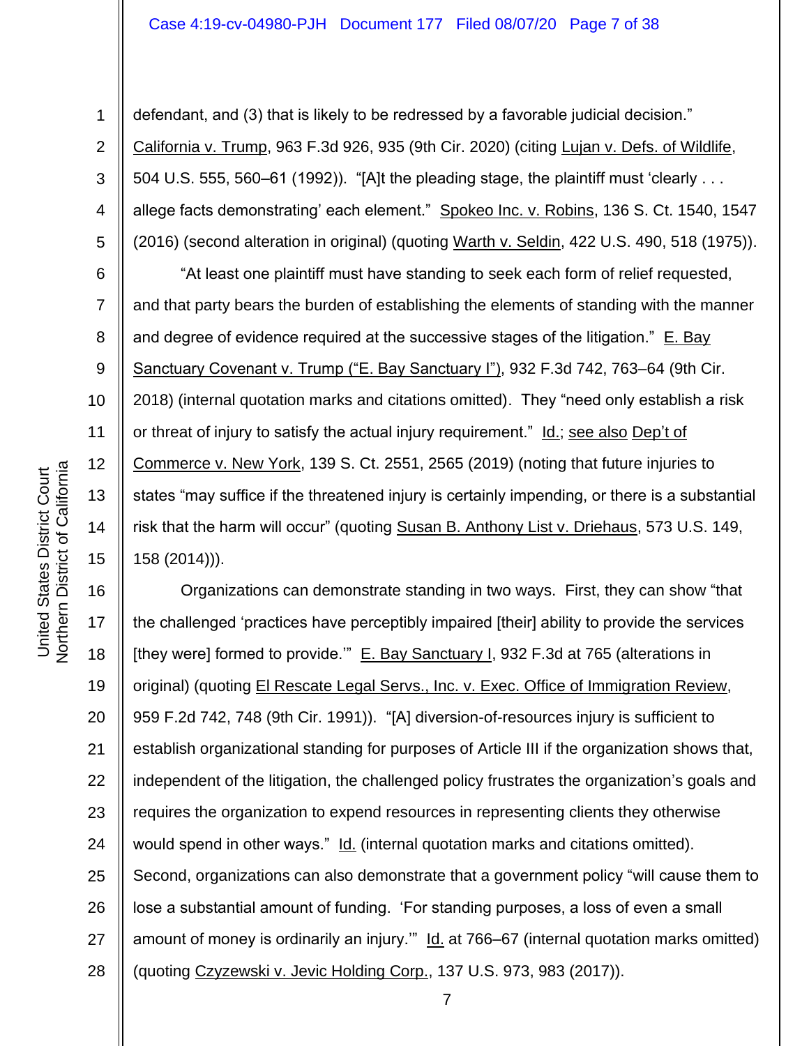defendant, and (3) that is likely to be redressed by a favorable judicial decision." California v. Trump, 963 F.3d 926, 935 (9th Cir. 2020) (citing Lujan v. Defs. of Wildlife, 504 U.S. 555, 560–61 (1992)). "[A]t the pleading stage, the plaintiff must 'clearly . . . allege facts demonstrating' each element." Spokeo Inc. v. Robins, 136 S. Ct. 1540, 1547 (2016) (second alteration in original) (quoting Warth v. Seldin, 422 U.S. 490, 518 (1975)).

"At least one plaintiff must have standing to seek each form of relief requested, and that party bears the burden of establishing the elements of standing with the manner and degree of evidence required at the successive stages of the litigation." E. Bay Sanctuary Covenant v. Trump ("E. Bay Sanctuary I"), 932 F.3d 742, 763–64 (9th Cir. 2018) (internal quotation marks and citations omitted). They "need only establish a risk or threat of injury to satisfy the actual injury requirement." Id.; see also Dep't of Commerce v. New York, 139 S. Ct. 2551, 2565 (2019) (noting that future injuries to states "may suffice if the threatened injury is certainly impending, or there is a substantial risk that the harm will occur" (quoting Susan B. Anthony List v. Driehaus, 573 U.S. 149, 158 (2014))).

Organizations can demonstrate standing in two ways. First, they can show "that the challenged 'practices have perceptibly impaired [their] ability to provide the services [they were] formed to provide.'" E. Bay Sanctuary I, 932 F.3d at 765 (alterations in original) (quoting El Rescate Legal Servs., Inc. v. Exec. Office of Immigration Review, 959 F.2d 742, 748 (9th Cir. 1991)). "[A] diversion-of-resources injury is sufficient to establish organizational standing for purposes of Article III if the organization shows that, independent of the litigation, the challenged policy frustrates the organization's goals and requires the organization to expend resources in representing clients they otherwise would spend in other ways." Id. (internal quotation marks and citations omitted). Second, organizations can also demonstrate that a government policy "will cause them to lose a substantial amount of funding. 'For standing purposes, a loss of even a small amount of money is ordinarily an injury.'" Id. at 766–67 (internal quotation marks omitted) (quoting Czyzewski v. Jevic Holding Corp., 137 U.S. 973, 983 (2017)).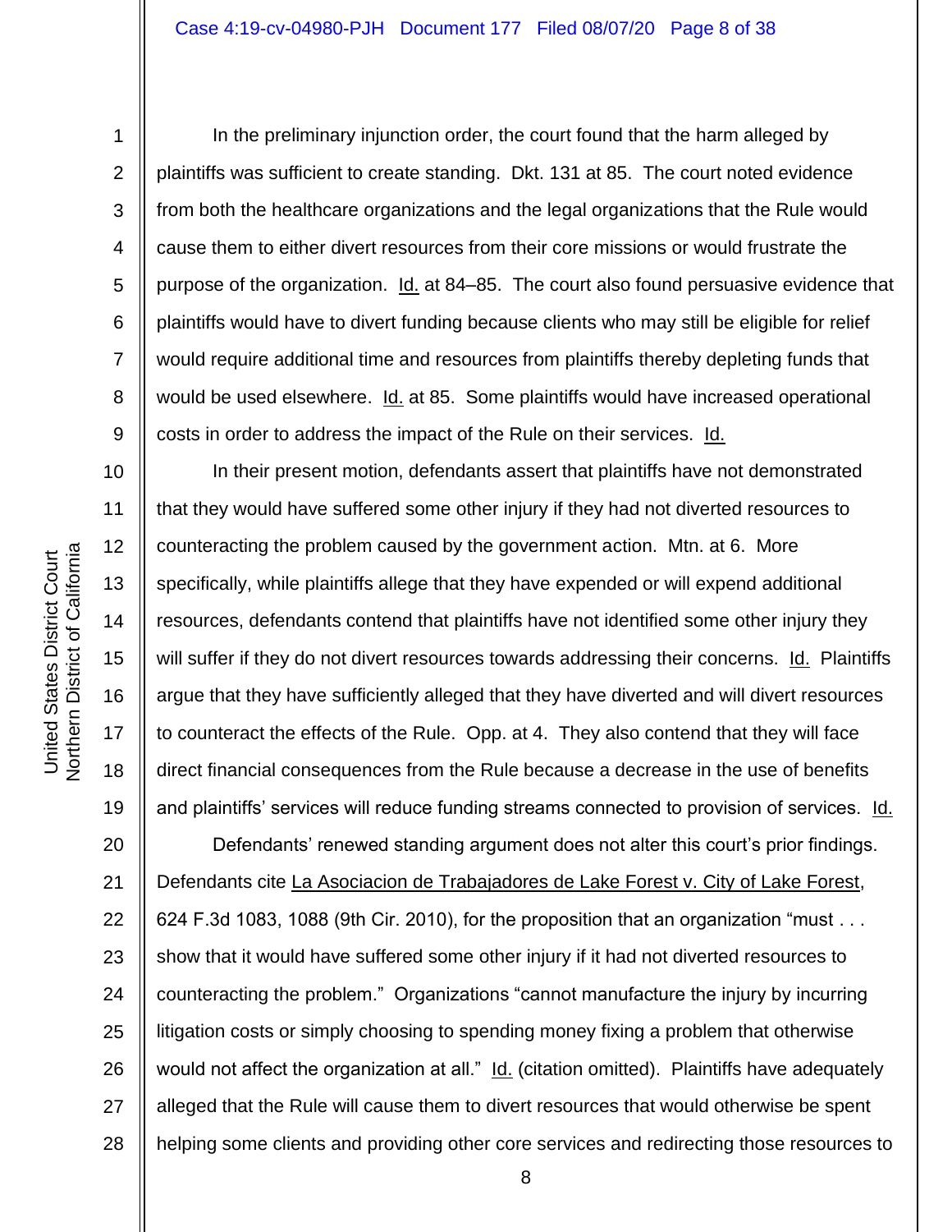In the preliminary injunction order, the court found that the harm alleged by plaintiffs was sufficient to create standing. Dkt. 131 at 85. The court noted evidence from both the healthcare organizations and the legal organizations that the Rule would cause them to either divert resources from their core missions or would frustrate the purpose of the organization. Id. at 84–85. The court also found persuasive evidence that plaintiffs would have to divert funding because clients who may still be eligible for relief would require additional time and resources from plaintiffs thereby depleting funds that would be used elsewhere. Id. at 85. Some plaintiffs would have increased operational costs in order to address the impact of the Rule on their services. Id.

In their present motion, defendants assert that plaintiffs have not demonstrated that they would have suffered some other injury if they had not diverted resources to counteracting the problem caused by the government action. Mtn. at 6. More specifically, while plaintiffs allege that they have expended or will expend additional resources, defendants contend that plaintiffs have not identified some other injury they will suffer if they do not divert resources towards addressing their concerns. Id. Plaintiffs argue that they have sufficiently alleged that they have diverted and will divert resources to counteract the effects of the Rule. Opp. at 4. They also contend that they will face direct financial consequences from the Rule because a decrease in the use of benefits and plaintiffs' services will reduce funding streams connected to provision of services. Id.

Defendants' renewed standing argument does not alter this court's prior findings. Defendants cite La Asociacion de Trabajadores de Lake Forest v. City of Lake Forest, 624 F.3d 1083, 1088 (9th Cir. 2010), for the proposition that an organization "must . . . show that it would have suffered some other injury if it had not diverted resources to counteracting the problem." Organizations "cannot manufacture the injury by incurring litigation costs or simply choosing to spending money fixing a problem that otherwise would not affect the organization at all." Id. (citation omitted). Plaintiffs have adequately alleged that the Rule will cause them to divert resources that would otherwise be spent helping some clients and providing other core services and redirecting those resources to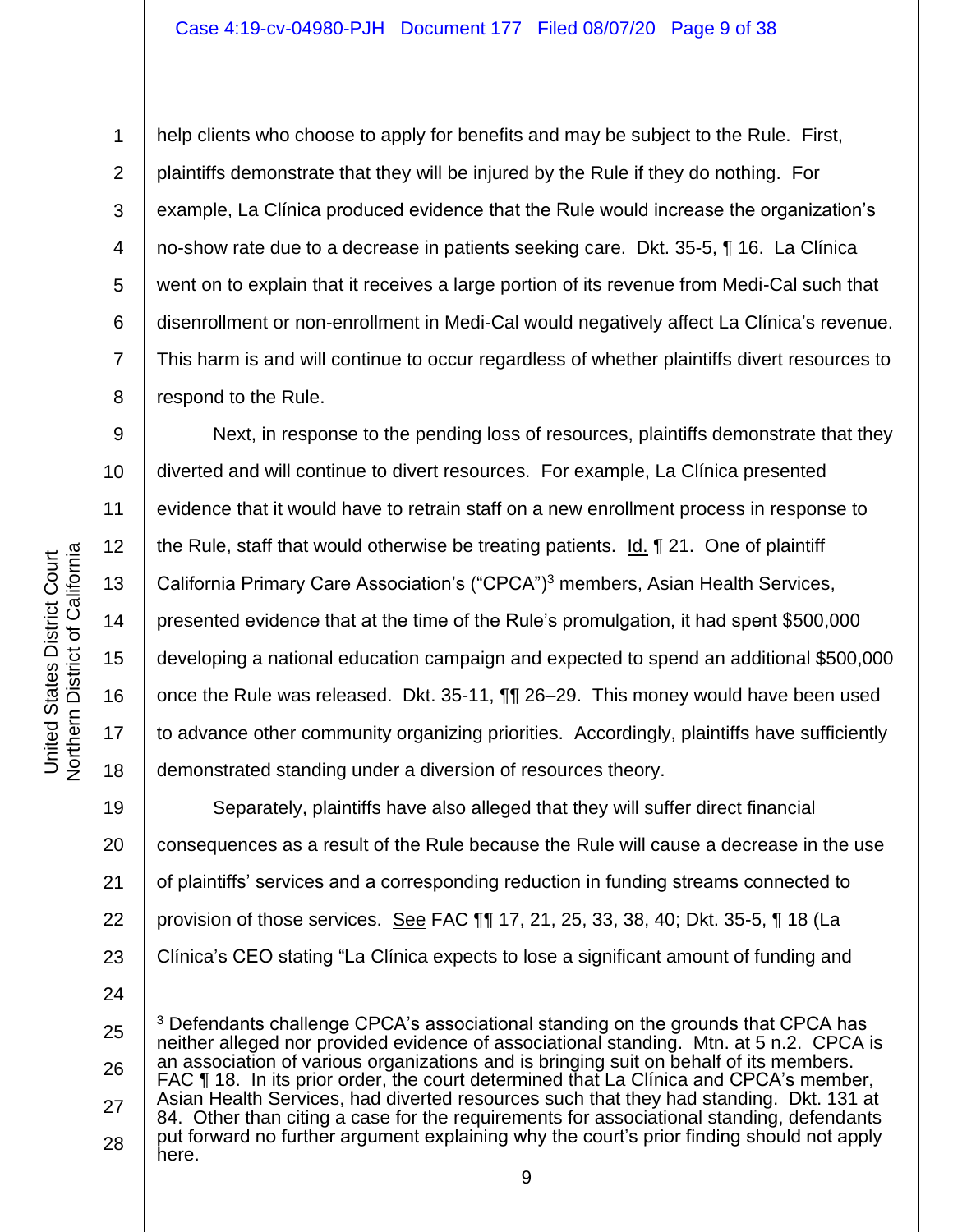help clients who choose to apply for benefits and may be subject to the Rule. First, plaintiffs demonstrate that they will be injured by the Rule if they do nothing. For example, La Clínica produced evidence that the Rule would increase the organization's no-show rate due to a decrease in patients seeking care. Dkt. 35-5, ¶ 16. La Clínica went on to explain that it receives a large portion of its revenue from Medi-Cal such that disenrollment or non-enrollment in Medi-Cal would negatively affect La Clínica's revenue. This harm is and will continue to occur regardless of whether plaintiffs divert resources to respond to the Rule.

Next, in response to the pending loss of resources, plaintiffs demonstrate that they diverted and will continue to divert resources. For example, La Clínica presented evidence that it would have to retrain staff on a new enrollment process in response to the Rule, staff that would otherwise be treating patients. Id. ¶ 21. One of plaintiff California Primary Care Association's ("CPCA")[3] members, Asian Health Services, presented evidence that at the time of the Rule's promulgation, it had spent $500,000 developing a national education campaign and expected to spend an additional $500,000 once the Rule was released. Dkt. 35-11, ¶¶ 26–29. This money would have been used to advance other community organizing priorities. Accordingly, plaintiffs have sufficiently demonstrated standing under a diversion of resources theory.

Separately, plaintiffs have also alleged that they will suffer direct financial consequences as a result of the Rule because the Rule will cause a decrease in the use of plaintiffs' services and a corresponding reduction in funding streams connected to provision of those services. See FAC ¶¶ 17, 21, 25, 33, 38, 40; Dkt. 35-5, ¶ 18 (La Clínica's CEO stating "La Clínica expects to lose a significant amount of funding and

---

[3] Defendants challenge CPCA's associational standing on the grounds that CPCA has neither alleged nor provided evidence of associational standing. Mtn. at 5 n.2. CPCA is an association of various organizations and is bringing suit on behalf of its members. FAC ¶ 18. In its prior order, the court determined that La Clínica and CPCA's member, Asian Health Services, had diverted resources such that they had standing. Dkt. 131 at 84. Other than citing a case for the requirements for associational standing, defendants put forward no further argument explaining why the court's prior finding should not apply here.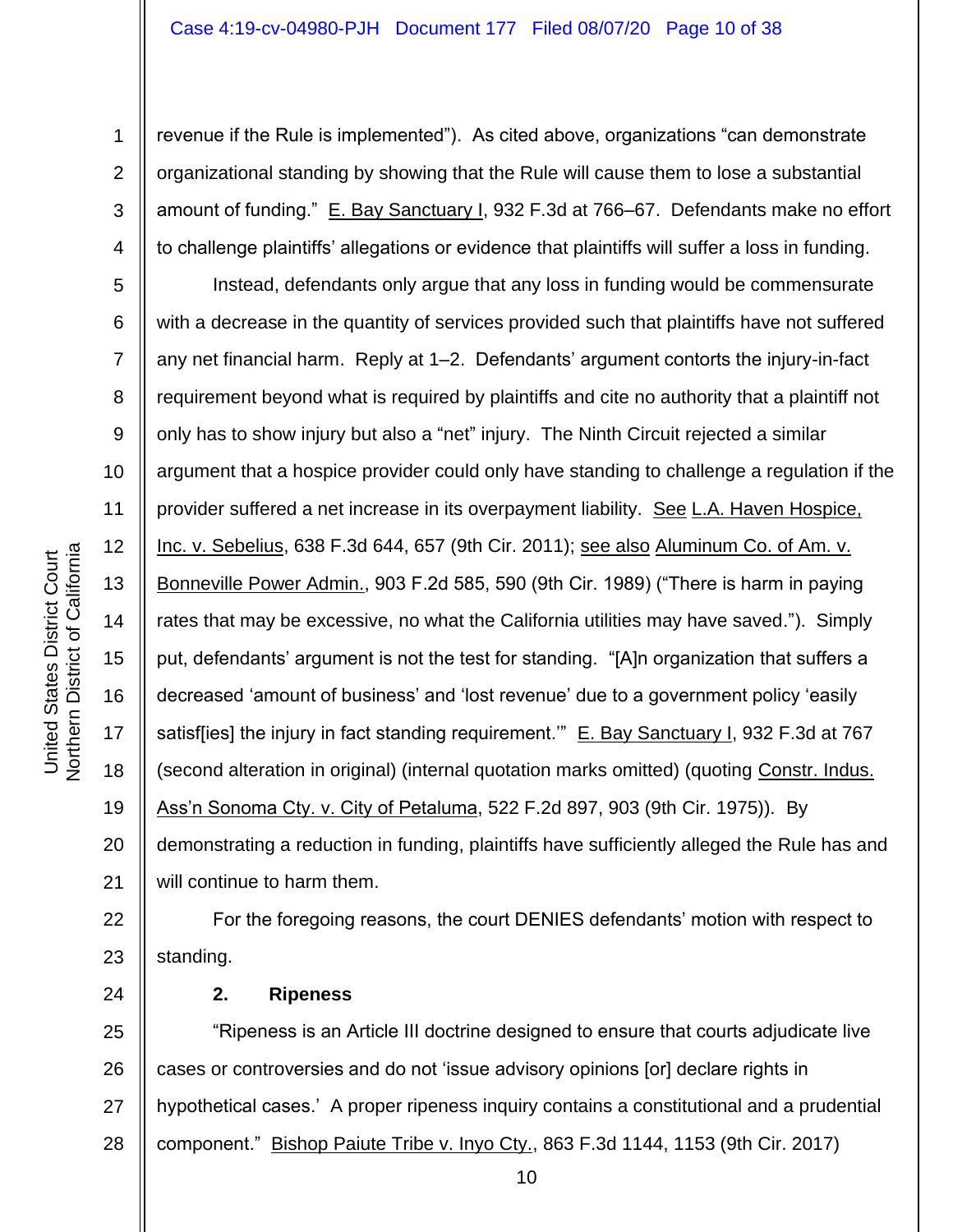revenue if the Rule is implemented"). As cited above, organizations "can demonstrate organizational standing by showing that the Rule will cause them to lose a substantial amount of funding." E. Bay Sanctuary I, 932 F.3d at 766–67. Defendants make no effort to challenge plaintiffs' allegations or evidence that plaintiffs will suffer a loss in funding.

Instead, defendants only argue that any loss in funding would be commensurate with a decrease in the quantity of services provided such that plaintiffs have not suffered any net financial harm. Reply at 1–2. Defendants' argument contorts the injury-in-fact requirement beyond what is required by plaintiffs and cite no authority that a plaintiff not only has to show injury but also a "net" injury. The Ninth Circuit rejected a similar argument that a hospice provider could only have standing to challenge a regulation if the provider suffered a net increase in its overpayment liability. See L.A. Haven Hospice, Inc. v. Sebelius, 638 F.3d 644, 657 (9th Cir. 2011); see also Aluminum Co. of Am. v. Bonneville Power Admin., 903 F.2d 585, 590 (9th Cir. 1989) ("There is harm in paying rates that may be excessive, no what the California utilities may have saved."). Simply put, defendants' argument is not the test for standing. "[A]n organization that suffers a decreased 'amount of business' and 'lost revenue' due to a government policy 'easily satisf[ies] the injury in fact standing requirement.'" E. Bay Sanctuary I, 932 F.3d at 767 (second alteration in original) (internal quotation marks omitted) (quoting Constr. Indus. Ass'n Sonoma Cty. v. City of Petaluma, 522 F.2d 897, 903 (9th Cir. 1975)). By demonstrating a reduction in funding, plaintiffs have sufficiently alleged the Rule has and will continue to harm them.

For the foregoing reasons, the court DENIES defendants' motion with respect to standing.

**2. Ripeness**

"Ripeness is an Article III doctrine designed to ensure that courts adjudicate live cases or controversies and do not 'issue advisory opinions [or] declare rights in hypothetical cases.' A proper ripeness inquiry contains a constitutional and a prudential component." Bishop Paiute Tribe v. Inyo Cty., 863 F.3d 1144, 1153 (9th Cir. 2017)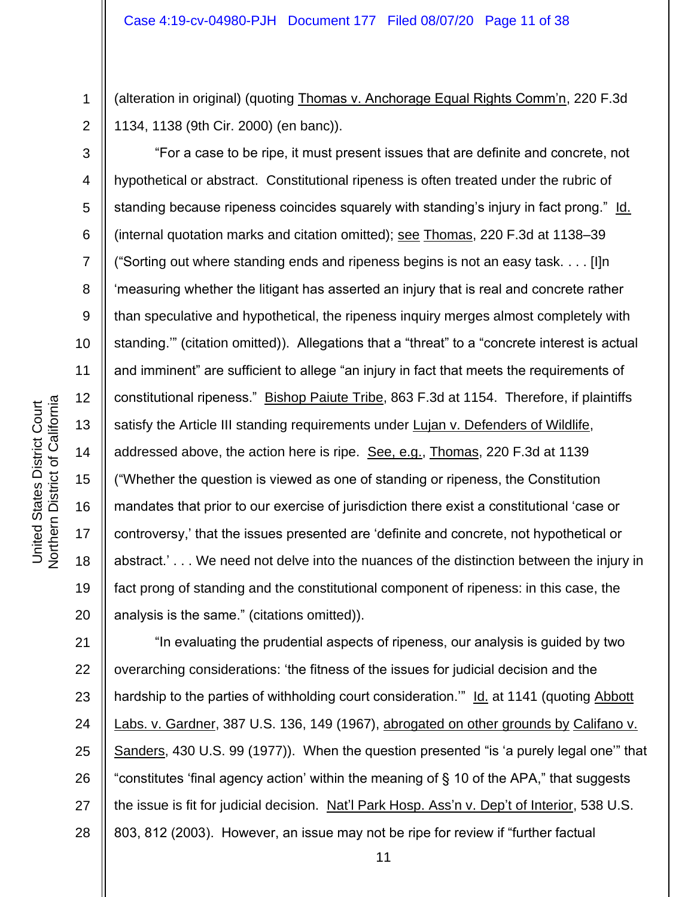(alteration in original) (quoting Thomas v. Anchorage Equal Rights Comm'n, 220 F.3d 1134, 1138 (9th Cir. 2000) (en banc)).

"For a case to be ripe, it must present issues that are definite and concrete, not hypothetical or abstract. Constitutional ripeness is often treated under the rubric of standing because ripeness coincides squarely with standing's injury in fact prong." Id. (internal quotation marks and citation omitted); see Thomas, 220 F.3d at 1138–39 ("Sorting out where standing ends and ripeness begins is not an easy task. . . . [I]n 'measuring whether the litigant has asserted an injury that is real and concrete rather than speculative and hypothetical, the ripeness inquiry merges almost completely with standing.'" (citation omitted)). Allegations that a "threat" to a "concrete interest is actual and imminent" are sufficient to allege "an injury in fact that meets the requirements of constitutional ripeness." Bishop Paiute Tribe, 863 F.3d at 1154. Therefore, if plaintiffs satisfy the Article III standing requirements under Lujan v. Defenders of Wildlife, addressed above, the action here is ripe. See, e.g., Thomas, 220 F.3d at 1139 ("Whether the question is viewed as one of standing or ripeness, the Constitution mandates that prior to our exercise of jurisdiction there exist a constitutional 'case or controversy,' that the issues presented are 'definite and concrete, not hypothetical or abstract.' . . . We need not delve into the nuances of the distinction between the injury in fact prong of standing and the constitutional component of ripeness: in this case, the analysis is the same." (citations omitted)).

"In evaluating the prudential aspects of ripeness, our analysis is guided by two overarching considerations: 'the fitness of the issues for judicial decision and the hardship to the parties of withholding court consideration.'" Id. at 1141 (quoting Abbott Labs. v. Gardner, 387 U.S. 136, 149 (1967), abrogated on other grounds by Califano v. Sanders, 430 U.S. 99 (1977)). When the question presented "is 'a purely legal one'" that "constitutes 'final agency action' within the meaning of § 10 of the APA," that suggests the issue is fit for judicial decision. Nat'l Park Hosp. Ass'n v. Dep't of Interior, 538 U.S. 803, 812 (2003). However, an issue may not be ripe for review if "further factual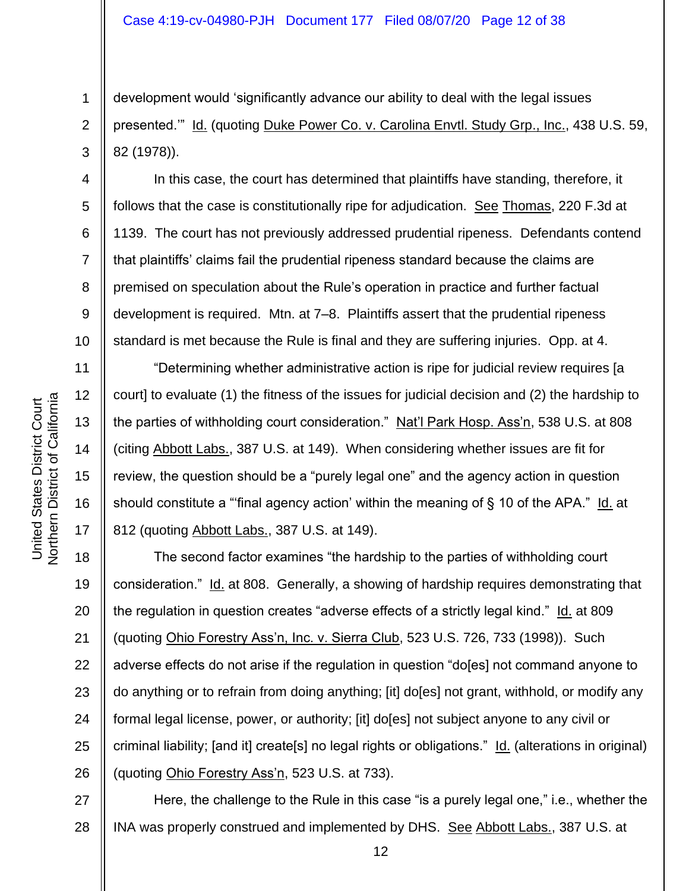development would 'significantly advance our ability to deal with the legal issues presented.'" Id. (quoting Duke Power Co. v. Carolina Envtl. Study Grp., Inc., 438 U.S. 59, 82 (1978)).

In this case, the court has determined that plaintiffs have standing, therefore, it follows that the case is constitutionally ripe for adjudication. See Thomas, 220 F.3d at 1139. The court has not previously addressed prudential ripeness. Defendants contend that plaintiffs' claims fail the prudential ripeness standard because the claims are premised on speculation about the Rule's operation in practice and further factual development is required. Mtn. at 7–8. Plaintiffs assert that the prudential ripeness standard is met because the Rule is final and they are suffering injuries. Opp. at 4.

"Determining whether administrative action is ripe for judicial review requires [a court] to evaluate (1) the fitness of the issues for judicial decision and (2) the hardship to the parties of withholding court consideration." Nat'l Park Hosp. Ass'n, 538 U.S. at 808 (citing Abbott Labs., 387 U.S. at 149). When considering whether issues are fit for review, the question should be a "purely legal one" and the agency action in question should constitute a "'final agency action' within the meaning of § 10 of the APA." Id. at 812 (quoting Abbott Labs., 387 U.S. at 149).

The second factor examines "the hardship to the parties of withholding court consideration." Id. at 808. Generally, a showing of hardship requires demonstrating that the regulation in question creates "adverse effects of a strictly legal kind." Id. at 809 (quoting Ohio Forestry Ass'n, Inc. v. Sierra Club, 523 U.S. 726, 733 (1998)). Such adverse effects do not arise if the regulation in question "do[es] not command anyone to do anything or to refrain from doing anything; [it] do[es] not grant, withhold, or modify any formal legal license, power, or authority; [it] do[es] not subject anyone to any civil or criminal liability; [and it] create[s] no legal rights or obligations." Id. (alterations in original) (quoting Ohio Forestry Ass'n, 523 U.S. at 733).

Here, the challenge to the Rule in this case "is a purely legal one," i.e., whether the INA was properly construed and implemented by DHS. See Abbott Labs., 387 U.S. at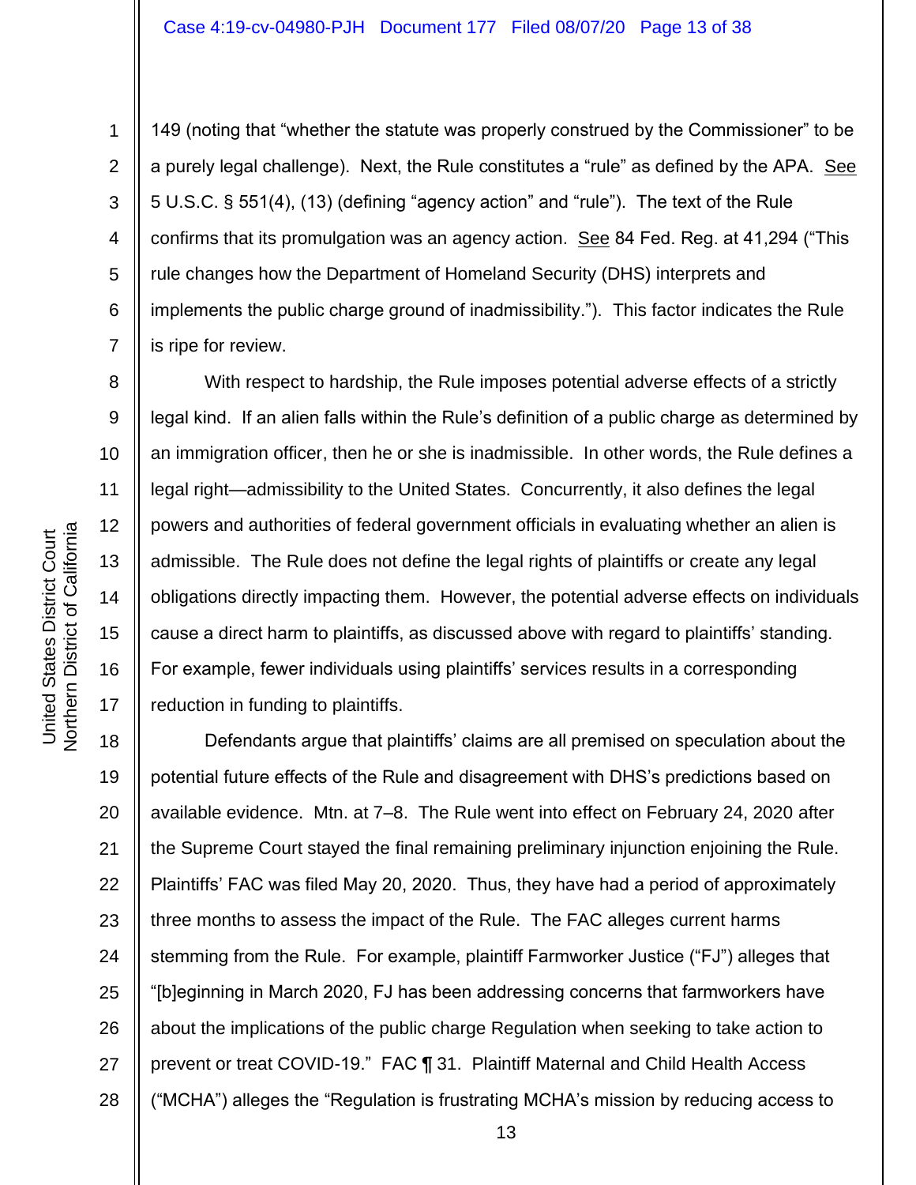149 (noting that "whether the statute was properly construed by the Commissioner" to be a purely legal challenge). Next, the Rule constitutes a "rule" as defined by the APA. See 5 U.S.C. § 551(4), (13) (defining "agency action" and "rule"). The text of the Rule confirms that its promulgation was an agency action. See 84 Fed. Reg. at 41,294 ("This rule changes how the Department of Homeland Security (DHS) interprets and implements the public charge ground of inadmissibility."). This factor indicates the Rule is ripe for review.

With respect to hardship, the Rule imposes potential adverse effects of a strictly legal kind. If an alien falls within the Rule's definition of a public charge as determined by an immigration officer, then he or she is inadmissible. In other words, the Rule defines a legal right—admissibility to the United States. Concurrently, it also defines the legal powers and authorities of federal government officials in evaluating whether an alien is admissible. The Rule does not define the legal rights of plaintiffs or create any legal obligations directly impacting them. However, the potential adverse effects on individuals cause a direct harm to plaintiffs, as discussed above with regard to plaintiffs' standing. For example, fewer individuals using plaintiffs' services results in a corresponding reduction in funding to plaintiffs.

Defendants argue that plaintiffs' claims are all premised on speculation about the potential future effects of the Rule and disagreement with DHS's predictions based on available evidence. Mtn. at 7–8. The Rule went into effect on February 24, 2020 after the Supreme Court stayed the final remaining preliminary injunction enjoining the Rule. Plaintiffs' FAC was filed May 20, 2020. Thus, they have had a period of approximately three months to assess the impact of the Rule. The FAC alleges current harms stemming from the Rule. For example, plaintiff Farmworker Justice ("FJ") alleges that "[b]eginning in March 2020, FJ has been addressing concerns that farmworkers have about the implications of the public charge Regulation when seeking to take action to prevent or treat COVID-19." FAC ¶ 31. Plaintiff Maternal and Child Health Access ("MCHA") alleges the "Regulation is frustrating MCHA's mission by reducing access to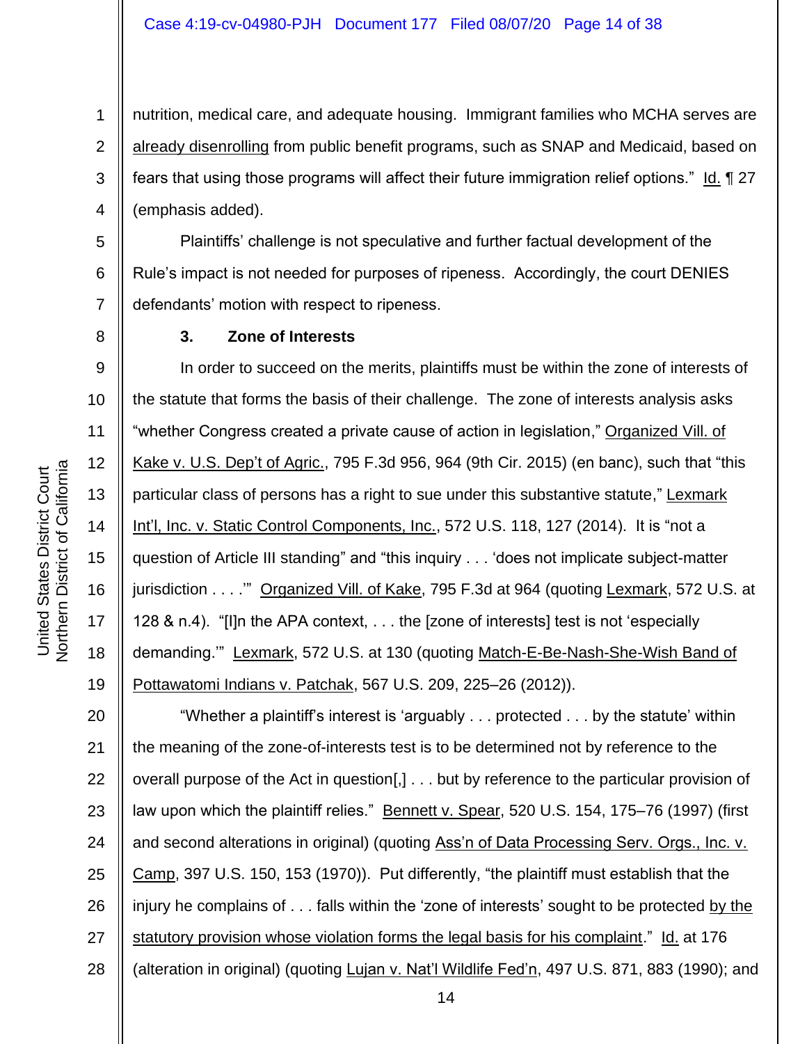nutrition, medical care, and adequate housing. Immigrant families who MCHA serves are <u>already disenrolling</u> from public benefit programs, such as SNAP and Medicaid, based on fears that using those programs will affect their future immigration relief options." <u>Id.</u> ¶ 27 (emphasis added).

Plaintiffs' challenge is not speculative and further factual development of the Rule's impact is not needed for purposes of ripeness. Accordingly, the court DENIES defendants' motion with respect to ripeness.

### 3. Zone of Interests

In order to succeed on the merits, plaintiffs must be within the zone of interests of the statute that forms the basis of their challenge. The zone of interests analysis asks "whether Congress created a private cause of action in legislation," <u>Organized Vill. of Kake v. U.S. Dep't of Agric.</u>, 795 F.3d 956, 964 (9th Cir. 2015) (en banc), such that "this particular class of persons has a right to sue under this substantive statute," <u>Lexmark Int'l, Inc. v. Static Control Components, Inc.</u>, 572 U.S. 118, 127 (2014). It is "not a question of Article III standing" and "this inquiry . . . 'does not implicate subject-matter jurisdiction . . . .'" <u>Organized Vill. of Kake</u>, 795 F.3d at 964 (quoting <u>Lexmark</u>, 572 U.S. at 128 & n.4). "[I]n the APA context, . . . the [zone of interests] test is not 'especially demanding.'" <u>Lexmark</u>, 572 U.S. at 130 (quoting <u>Match-E-Be-Nash-She-Wish Band of Pottawatomi Indians v. Patchak</u>, 567 U.S. 209, 225–26 (2012)).

"Whether a plaintiff's interest is 'arguably . . . protected . . . by the statute' within the meaning of the zone-of-interests test is to be determined not by reference to the overall purpose of the Act in question[,] . . . but by reference to the particular provision of law upon which the plaintiff relies." <u>Bennett v. Spear</u>, 520 U.S. 154, 175–76 (1997) (first and second alterations in original) (quoting <u>Ass'n of Data Processing Serv. Orgs., Inc. v. Camp</u>, 397 U.S. 150, 153 (1970)). Put differently, "the plaintiff must establish that the injury he complains of . . . falls within the 'zone of interests' sought to be protected <u>by the statutory provision whose violation forms the legal basis for his complaint</u>." <u>Id.</u> at 176 (alteration in original) (quoting <u>Lujan v. Nat'l Wildlife Fed'n</u>, 497 U.S. 871, 883 (1990); and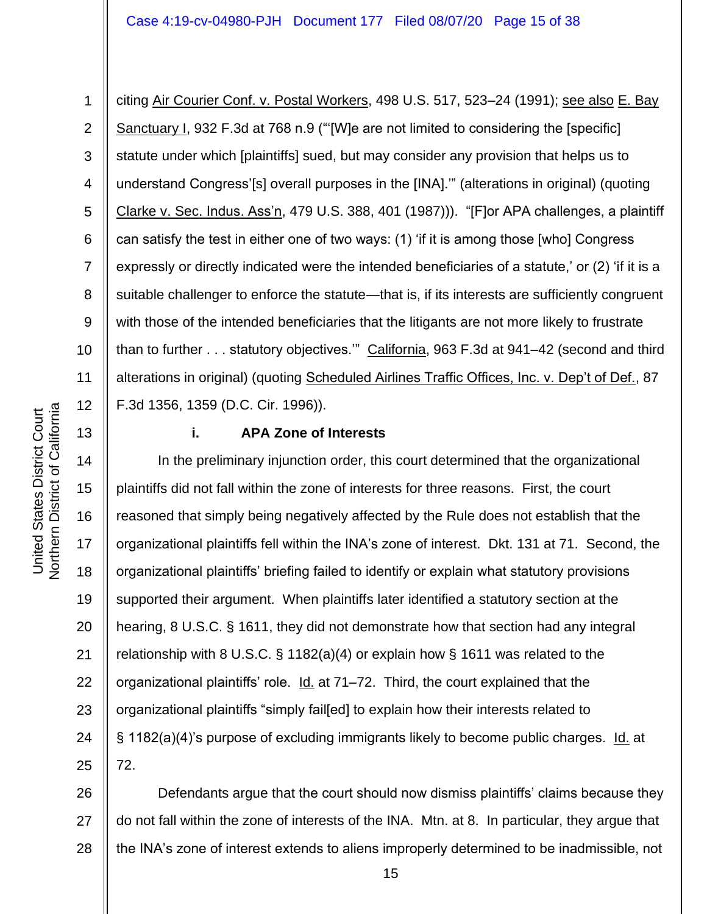citing Air Courier Conf. v. Postal Workers, 498 U.S. 517, 523–24 (1991); see also E. Bay Sanctuary I, 932 F.3d at 768 n.9 ("'[W]e are not limited to considering the [specific] statute under which [plaintiffs] sued, but may consider any provision that helps us to understand Congress'[s] overall purposes in the [INA].'" (alterations in original) (quoting Clarke v. Sec. Indus. Ass'n, 479 U.S. 388, 401 (1987))). "[F]or APA challenges, a plaintiff can satisfy the test in either one of two ways: (1) 'if it is among those [who] Congress expressly or directly indicated were the intended beneficiaries of a statute,' or (2) 'if it is a suitable challenger to enforce the statute—that is, if its interests are sufficiently congruent with those of the intended beneficiaries that the litigants are not more likely to frustrate than to further . . . statutory objectives.'" California, 963 F.3d at 941–42 (second and third alterations in original) (quoting Scheduled Airlines Traffic Offices, Inc. v. Dep't of Def., 87 F.3d 1356, 1359 (D.C. Cir. 1996)).

**i. APA Zone of Interests**

In the preliminary injunction order, this court determined that the organizational plaintiffs did not fall within the zone of interests for three reasons. First, the court reasoned that simply being negatively affected by the Rule does not establish that the organizational plaintiffs fell within the INA's zone of interest. Dkt. 131 at 71. Second, the organizational plaintiffs' briefing failed to identify or explain what statutory provisions supported their argument. When plaintiffs later identified a statutory section at the hearing, 8 U.S.C. § 1611, they did not demonstrate how that section had any integral relationship with 8 U.S.C. § 1182(a)(4) or explain how § 1611 was related to the organizational plaintiffs' role. Id. at 71–72. Third, the court explained that the organizational plaintiffs "simply fail[ed] to explain how their interests related to § 1182(a)(4)'s purpose of excluding immigrants likely to become public charges. Id. at 72.

Defendants argue that the court should now dismiss plaintiffs' claims because they do not fall within the zone of interests of the INA. Mtn. at 8. In particular, they argue that the INA's zone of interest extends to aliens improperly determined to be inadmissible, not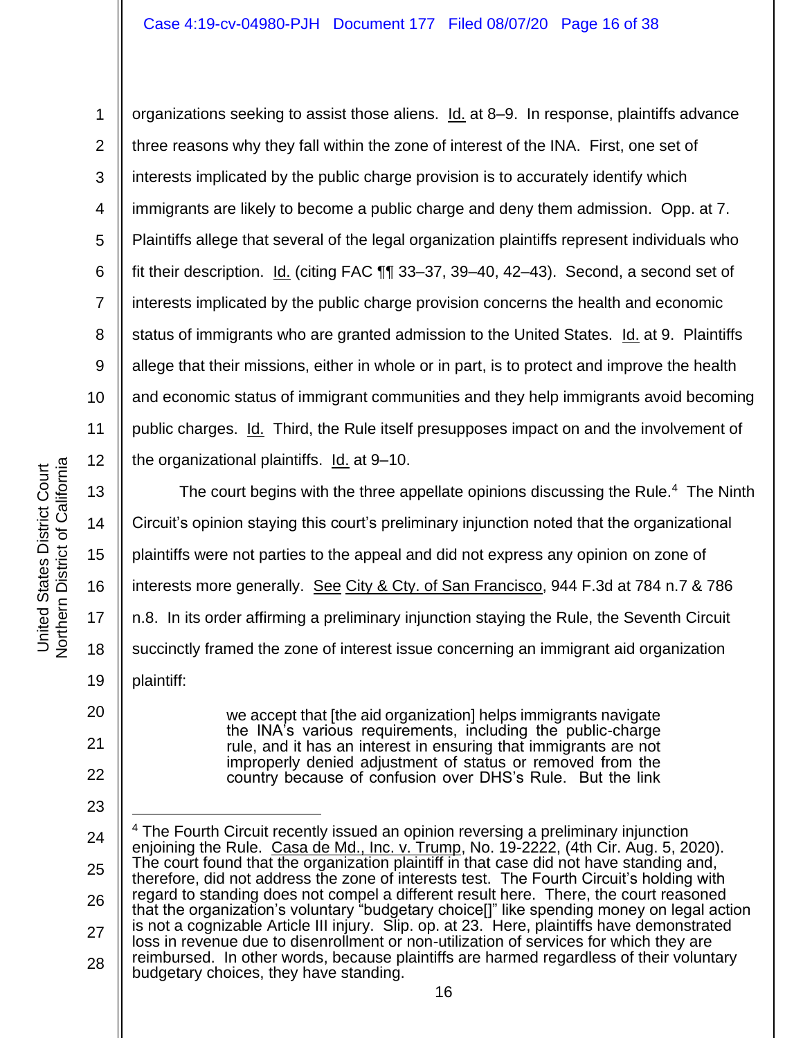organizations seeking to assist those aliens. Id. at 8–9. In response, plaintiffs advance three reasons why they fall within the zone of interest of the INA. First, one set of interests implicated by the public charge provision is to accurately identify which immigrants are likely to become a public charge and deny them admission. Opp. at 7. Plaintiffs allege that several of the legal organization plaintiffs represent individuals who fit their description. Id. (citing FAC ¶¶ 33–37, 39–40, 42–43). Second, a second set of interests implicated by the public charge provision concerns the health and economic status of immigrants who are granted admission to the United States. Id. at 9. Plaintiffs allege that their missions, either in whole or in part, is to protect and improve the health and economic status of immigrant communities and they help immigrants avoid becoming public charges. Id. Third, the Rule itself presupposes impact on and the involvement of the organizational plaintiffs. Id. at 9–10.

The court begins with the three appellate opinions discussing the Rule.[4] The Ninth Circuit's opinion staying this court's preliminary injunction noted that the organizational plaintiffs were not parties to the appeal and did not express any opinion on zone of interests more generally. See City & Cty. of San Francisco, 944 F.3d at 784 n.7 & 786 n.8. In its order affirming a preliminary injunction staying the Rule, the Seventh Circuit succinctly framed the zone of interest issue concerning an immigrant aid organization plaintiff:

> we accept that [the aid organization] helps immigrants navigate the INA's various requirements, including the public-charge rule, and it has an interest in ensuring that immigrants are not improperly denied adjustment of status or removed from the country because of confusion over DHS's Rule. But the link

---

[4] The Fourth Circuit recently issued an opinion reversing a preliminary injunction enjoining the Rule. Casa de Md., Inc. v. Trump, No. 19-2222, (4th Cir. Aug. 5, 2020). The court found that the organization plaintiff in that case did not have standing and, therefore, did not address the zone of interests test. The Fourth Circuit's holding with regard to standing does not compel a different result here. There, the court reasoned that the organization's voluntary "budgetary choice[]" like spending money on legal action is not a cognizable Article III injury. Slip. op. at 23. Here, plaintiffs have demonstrated loss in revenue due to disenrollment or non-utilization of services for which they are reimbursed. In other words, because plaintiffs are harmed regardless of their voluntary budgetary choices, they have standing.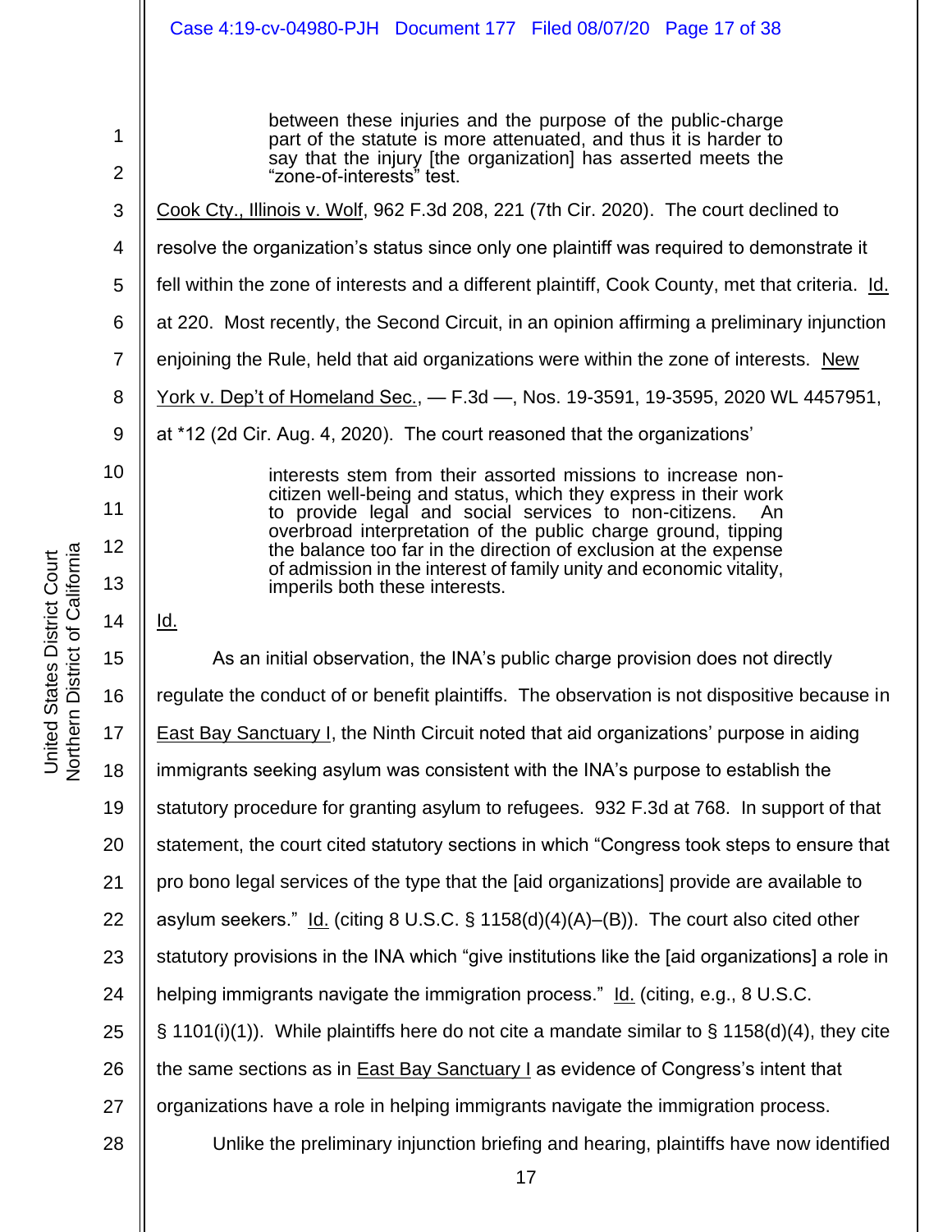> between these injuries and the purpose of the public-charge part of the statute is more attenuated, and thus it is harder to say that the injury [the organization] has asserted meets the "zone-of-interests" test.

Cook Cty., Illinois v. Wolf, 962 F.3d 208, 221 (7th Cir. 2020). The court declined to resolve the organization's status since only one plaintiff was required to demonstrate it fell within the zone of interests and a different plaintiff, Cook County, met that criteria. Id. at 220. Most recently, the Second Circuit, in an opinion affirming a preliminary injunction enjoining the Rule, held that aid organizations were within the zone of interests. New York v. Dep't of Homeland Sec., — F.3d —, Nos. 19-3591, 19-3595, 2020 WL 4457951, at *12 (2d Cir. Aug. 4, 2020). The court reasoned that the organizations'

> interests stem from their assorted missions to increase non-citizen well-being and status, which they express in their work to provide legal and social services to non-citizens. An overbroad interpretation of the public charge ground, tipping the balance too far in the direction of exclusion at the expense of admission in the interest of family unity and economic vitality, imperils both these interests.

Id.

As an initial observation, the INA's public charge provision does not directly regulate the conduct of or benefit plaintiffs. The observation is not dispositive because in East Bay Sanctuary I, the Ninth Circuit noted that aid organizations' purpose in aiding immigrants seeking asylum was consistent with the INA's purpose to establish the statutory procedure for granting asylum to refugees. 932 F.3d at 768. In support of that statement, the court cited statutory sections in which "Congress took steps to ensure that pro bono legal services of the type that the [aid organizations] provide are available to asylum seekers." Id. (citing 8 U.S.C. § 1158(d)(4)(A)–(B)). The court also cited other statutory provisions in the INA which "give institutions like the [aid organizations] a role in helping immigrants navigate the immigration process." Id. (citing, e.g., 8 U.S.C. § 1101(i)(1)). While plaintiffs here do not cite a mandate similar to § 1158(d)(4), they cite the same sections as in East Bay Sanctuary I as evidence of Congress's intent that organizations have a role in helping immigrants navigate the immigration process.

Unlike the preliminary injunction briefing and hearing, plaintiffs have now identified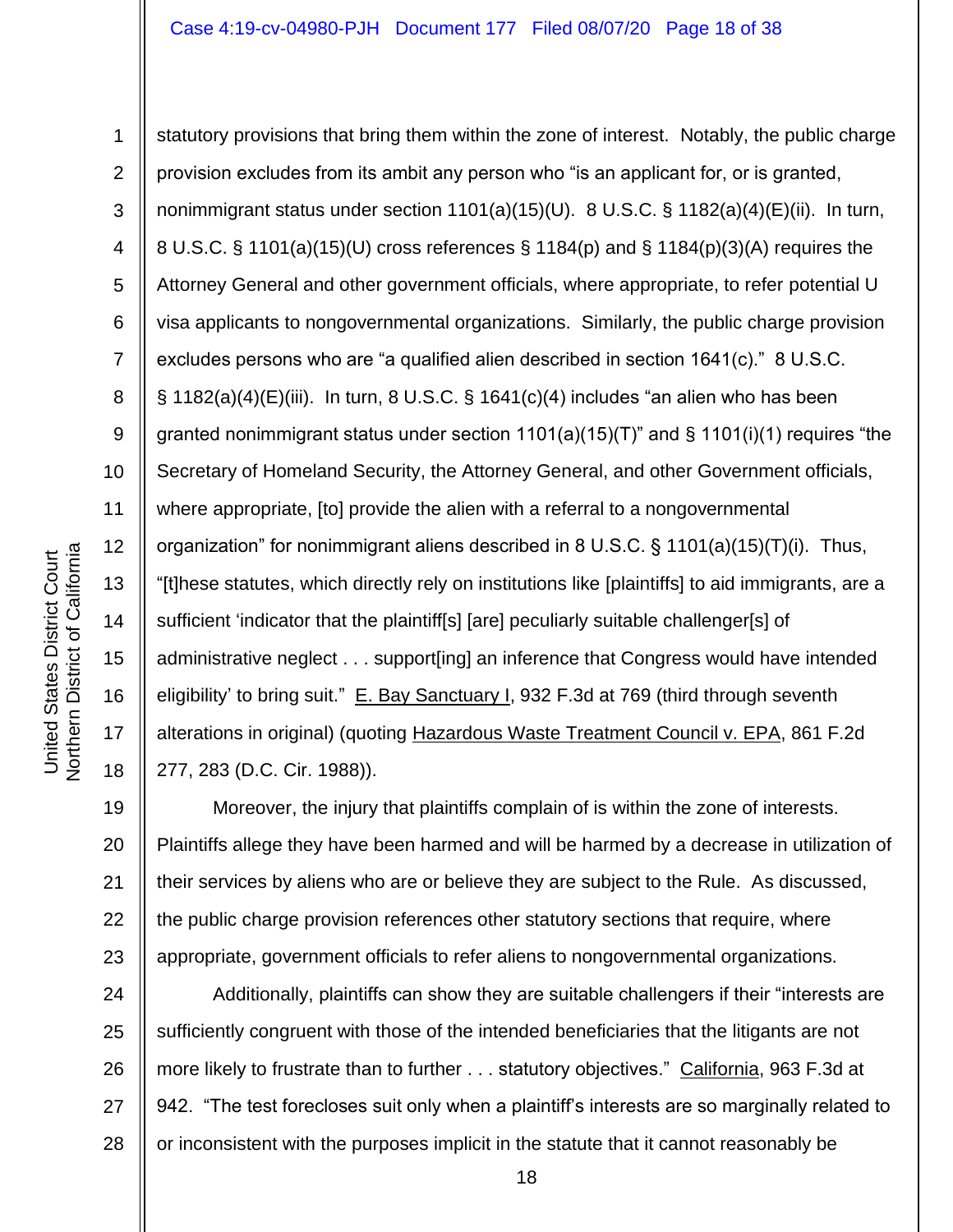statutory provisions that bring them within the zone of interest. Notably, the public charge provision excludes from its ambit any person who "is an applicant for, or is granted, nonimmigrant status under section 1101(a)(15)(U). 8 U.S.C. § 1182(a)(4)(E)(ii). In turn, 8 U.S.C. § 1101(a)(15)(U) cross references § 1184(p) and § 1184(p)(3)(A) requires the Attorney General and other government officials, where appropriate, to refer potential U visa applicants to nongovernmental organizations. Similarly, the public charge provision excludes persons who are "a qualified alien described in section 1641(c)." 8 U.S.C. § 1182(a)(4)(E)(iii). In turn, 8 U.S.C. § 1641(c)(4) includes "an alien who has been granted nonimmigrant status under section 1101(a)(15)(T)" and § 1101(i)(1) requires "the Secretary of Homeland Security, the Attorney General, and other Government officials, where appropriate, [to] provide the alien with a referral to a nongovernmental organization" for nonimmigrant aliens described in 8 U.S.C. § 1101(a)(15)(T)(i). Thus, "[t]hese statutes, which directly rely on institutions like [plaintiffs] to aid immigrants, are a sufficient 'indicator that the plaintiff[s] [are] peculiarly suitable challenger[s] of administrative neglect . . . support[ing] an inference that Congress would have intended eligibility' to bring suit." E. Bay Sanctuary I, 932 F.3d at 769 (third through seventh alterations in original) (quoting Hazardous Waste Treatment Council v. EPA, 861 F.2d 277, 283 (D.C. Cir. 1988)).

Moreover, the injury that plaintiffs complain of is within the zone of interests. Plaintiffs allege they have been harmed and will be harmed by a decrease in utilization of their services by aliens who are or believe they are subject to the Rule. As discussed, the public charge provision references other statutory sections that require, where appropriate, government officials to refer aliens to nongovernmental organizations.

Additionally, plaintiffs can show they are suitable challengers if their "interests are sufficiently congruent with those of the intended beneficiaries that the litigants are not more likely to frustrate than to further . . . statutory objectives." California, 963 F.3d at 942. "The test forecloses suit only when a plaintiff's interests are so marginally related to or inconsistent with the purposes implicit in the statute that it cannot reasonably be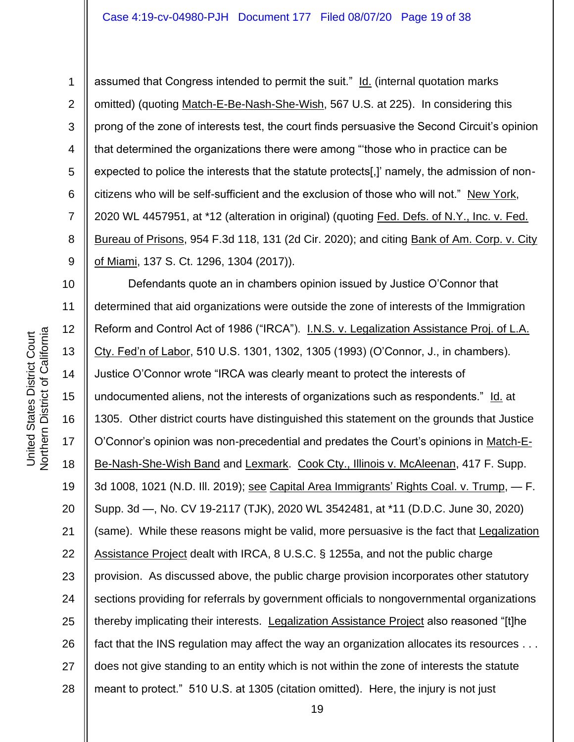assumed that Congress intended to permit the suit." Id. (internal quotation marks omitted) (quoting Match-E-Be-Nash-She-Wish, 567 U.S. at 225). In considering this prong of the zone of interests test, the court finds persuasive the Second Circuit's opinion that determined the organizations there were among "'those who in practice can be expected to police the interests that the statute protects[,]' namely, the admission of non-citizens who will be self-sufficient and the exclusion of those who will not." New York, 2020 WL 4457951, at *12 (alteration in original) (quoting Fed. Defs. of N.Y., Inc. v. Fed. Bureau of Prisons, 954 F.3d 118, 131 (2d Cir. 2020); and citing Bank of Am. Corp. v. City of Miami, 137 S. Ct. 1296, 1304 (2017)).

Defendants quote an in chambers opinion issued by Justice O'Connor that determined that aid organizations were outside the zone of interests of the Immigration Reform and Control Act of 1986 ("IRCA"). I.N.S. v. Legalization Assistance Proj. of L.A. Cty. Fed'n of Labor, 510 U.S. 1301, 1302, 1305 (1993) (O'Connor, J., in chambers). Justice O'Connor wrote "IRCA was clearly meant to protect the interests of undocumented aliens, not the interests of organizations such as respondents." Id. at 1305. Other district courts have distinguished this statement on the grounds that Justice O'Connor's opinion was non-precedential and predates the Court's opinions in Match-E-Be-Nash-She-Wish Band and Lexmark. Cook Cty., Illinois v. McAleenan, 417 F. Supp. 3d 1008, 1021 (N.D. Ill. 2019); see Capital Area Immigrants' Rights Coal. v. Trump, — F. Supp. 3d —, No. CV 19-2117 (TJK), 2020 WL 3542481, at *11 (D.D.C. June 30, 2020) (same). While these reasons might be valid, more persuasive is the fact that Legalization Assistance Project dealt with IRCA, 8 U.S.C. § 1255a, and not the public charge provision. As discussed above, the public charge provision incorporates other statutory sections providing for referrals by government officials to nongovernmental organizations thereby implicating their interests. Legalization Assistance Project also reasoned "[t]he fact that the INS regulation may affect the way an organization allocates its resources . . . does not give standing to an entity which is not within the zone of interests the statute meant to protect." 510 U.S. at 1305 (citation omitted). Here, the injury is not just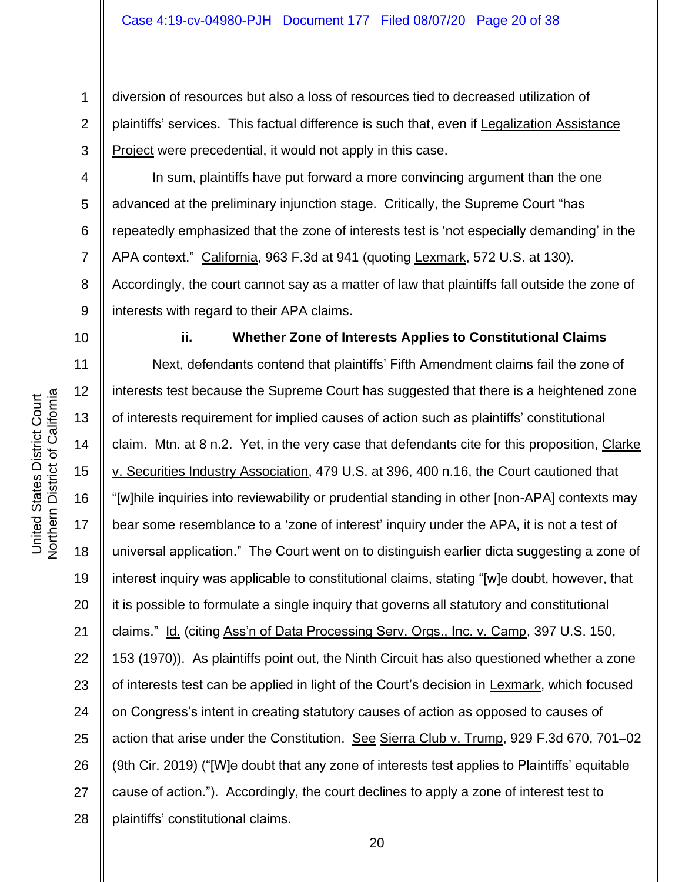diversion of resources but also a loss of resources tied to decreased utilization of plaintiffs' services. This factual difference is such that, even if Legalization Assistance Project were precedential, it would not apply in this case.

In sum, plaintiffs have put forward a more convincing argument than the one advanced at the preliminary injunction stage. Critically, the Supreme Court "has repeatedly emphasized that the zone of interests test is 'not especially demanding' in the APA context." California, 963 F.3d at 941 (quoting Lexmark, 572 U.S. at 130). Accordingly, the court cannot say as a matter of law that plaintiffs fall outside the zone of interests with regard to their APA claims.

#### ii. Whether Zone of Interests Applies to Constitutional Claims

Next, defendants contend that plaintiffs' Fifth Amendment claims fail the zone of interests test because the Supreme Court has suggested that there is a heightened zone of interests requirement for implied causes of action such as plaintiffs' constitutional claim. Mtn. at 8 n.2. Yet, in the very case that defendants cite for this proposition, Clarke v. Securities Industry Association, 479 U.S. at 396, 400 n.16, the Court cautioned that "[w]hile inquiries into reviewability or prudential standing in other [non-APA] contexts may bear some resemblance to a 'zone of interest' inquiry under the APA, it is not a test of universal application." The Court went on to distinguish earlier dicta suggesting a zone of interest inquiry was applicable to constitutional claims, stating "[w]e doubt, however, that it is possible to formulate a single inquiry that governs all statutory and constitutional claims." Id. (citing Ass'n of Data Processing Serv. Orgs., Inc. v. Camp, 397 U.S. 150, 153 (1970)). As plaintiffs point out, the Ninth Circuit has also questioned whether a zone of interests test can be applied in light of the Court's decision in Lexmark, which focused on Congress's intent in creating statutory causes of action as opposed to causes of action that arise under the Constitution. See Sierra Club v. Trump, 929 F.3d 670, 701–02 (9th Cir. 2019) ("[W]e doubt that any zone of interests test applies to Plaintiffs' equitable cause of action."). Accordingly, the court declines to apply a zone of interest test to plaintiffs' constitutional claims.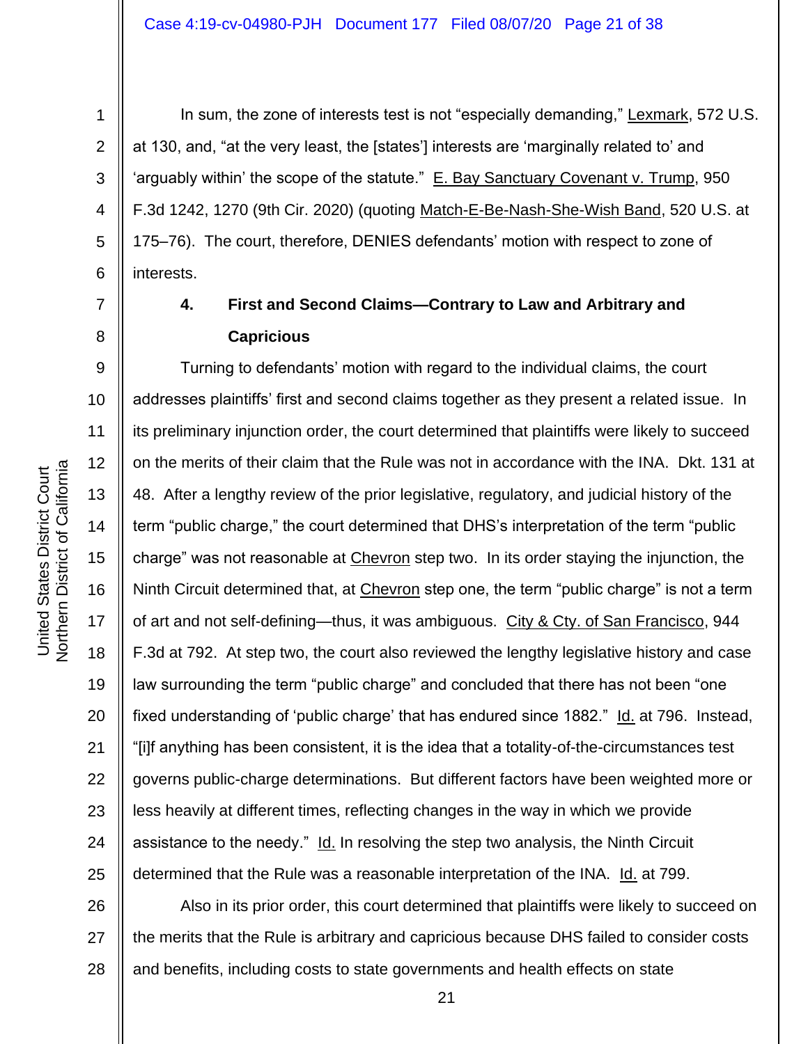In sum, the zone of interests test is not "especially demanding," Lexmark, 572 U.S. at 130, and, "at the very least, the [states'] interests are 'marginally related to' and 'arguably within' the scope of the statute." E. Bay Sanctuary Covenant v. Trump, 950 F.3d 1242, 1270 (9th Cir. 2020) (quoting Match-E-Be-Nash-She-Wish Band, 520 U.S. at 175–76). The court, therefore, DENIES defendants' motion with respect to zone of interests.

### 4. First and Second Claims—Contrary to Law and Arbitrary and Capricious

Turning to defendants' motion with regard to the individual claims, the court addresses plaintiffs' first and second claims together as they present a related issue. In its preliminary injunction order, the court determined that plaintiffs were likely to succeed on the merits of their claim that the Rule was not in accordance with the INA. Dkt. 131 at 48. After a lengthy review of the prior legislative, regulatory, and judicial history of the term "public charge," the court determined that DHS's interpretation of the term "public charge" was not reasonable at Chevron step two. In its order staying the injunction, the Ninth Circuit determined that, at Chevron step one, the term "public charge" is not a term of art and not self-defining—thus, it was ambiguous. City & Cty. of San Francisco, 944 F.3d at 792. At step two, the court also reviewed the lengthy legislative history and case law surrounding the term "public charge" and concluded that there has not been "one fixed understanding of 'public charge' that has endured since 1882." Id. at 796. Instead, "[i]f anything has been consistent, it is the idea that a totality-of-the-circumstances test governs public-charge determinations. But different factors have been weighted more or less heavily at different times, reflecting changes in the way in which we provide assistance to the needy." Id. In resolving the step two analysis, the Ninth Circuit determined that the Rule was a reasonable interpretation of the INA. Id. at 799.

Also in its prior order, this court determined that plaintiffs were likely to succeed on the merits that the Rule is arbitrary and capricious because DHS failed to consider costs and benefits, including costs to state governments and health effects on state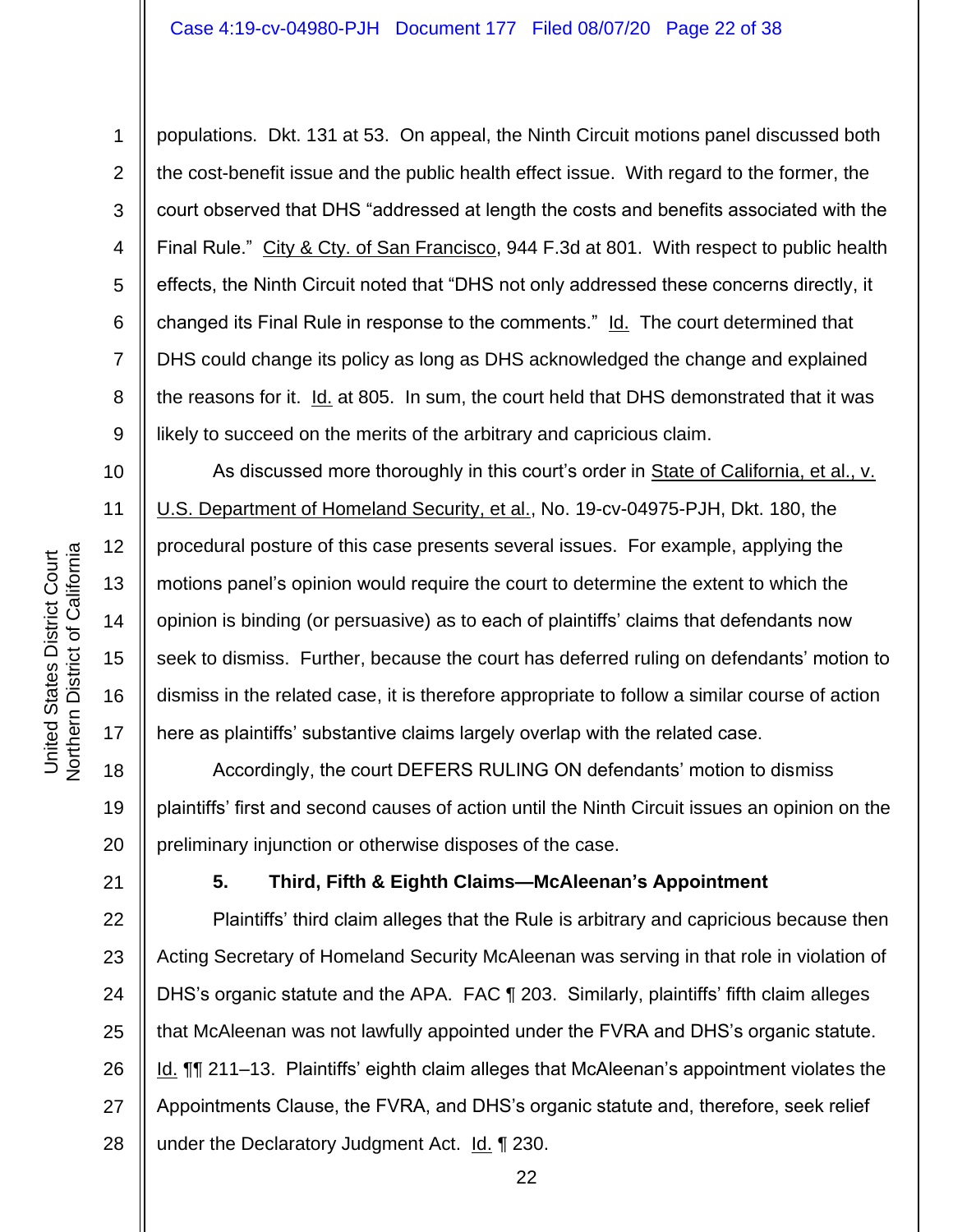populations. Dkt. 131 at 53. On appeal, the Ninth Circuit motions panel discussed both the cost-benefit issue and the public health effect issue. With regard to the former, the court observed that DHS "addressed at length the costs and benefits associated with the Final Rule." City & Cty. of San Francisco, 944 F.3d at 801. With respect to public health effects, the Ninth Circuit noted that "DHS not only addressed these concerns directly, it changed its Final Rule in response to the comments." Id. The court determined that DHS could change its policy as long as DHS acknowledged the change and explained the reasons for it. Id. at 805. In sum, the court held that DHS demonstrated that it was likely to succeed on the merits of the arbitrary and capricious claim.

As discussed more thoroughly in this court's order in State of California, et al., v. U.S. Department of Homeland Security, et al., No. 19-cv-04975-PJH, Dkt. 180, the procedural posture of this case presents several issues. For example, applying the motions panel's opinion would require the court to determine the extent to which the opinion is binding (or persuasive) as to each of plaintiffs' claims that defendants now seek to dismiss. Further, because the court has deferred ruling on defendants' motion to dismiss in the related case, it is therefore appropriate to follow a similar course of action here as plaintiffs' substantive claims largely overlap with the related case.

Accordingly, the court DEFERS RULING ON defendants' motion to dismiss plaintiffs' first and second causes of action until the Ninth Circuit issues an opinion on the preliminary injunction or otherwise disposes of the case.

**5. Third, Fifth & Eighth Claims—McAleenan's Appointment**

Plaintiffs' third claim alleges that the Rule is arbitrary and capricious because then Acting Secretary of Homeland Security McAleenan was serving in that role in violation of DHS's organic statute and the APA. FAC ¶ 203. Similarly, plaintiffs' fifth claim alleges that McAleenan was not lawfully appointed under the FVRA and DHS's organic statute. Id. ¶¶ 211–13. Plaintiffs' eighth claim alleges that McAleenan's appointment violates the Appointments Clause, the FVRA, and DHS's organic statute and, therefore, seek relief under the Declaratory Judgment Act. Id. ¶ 230.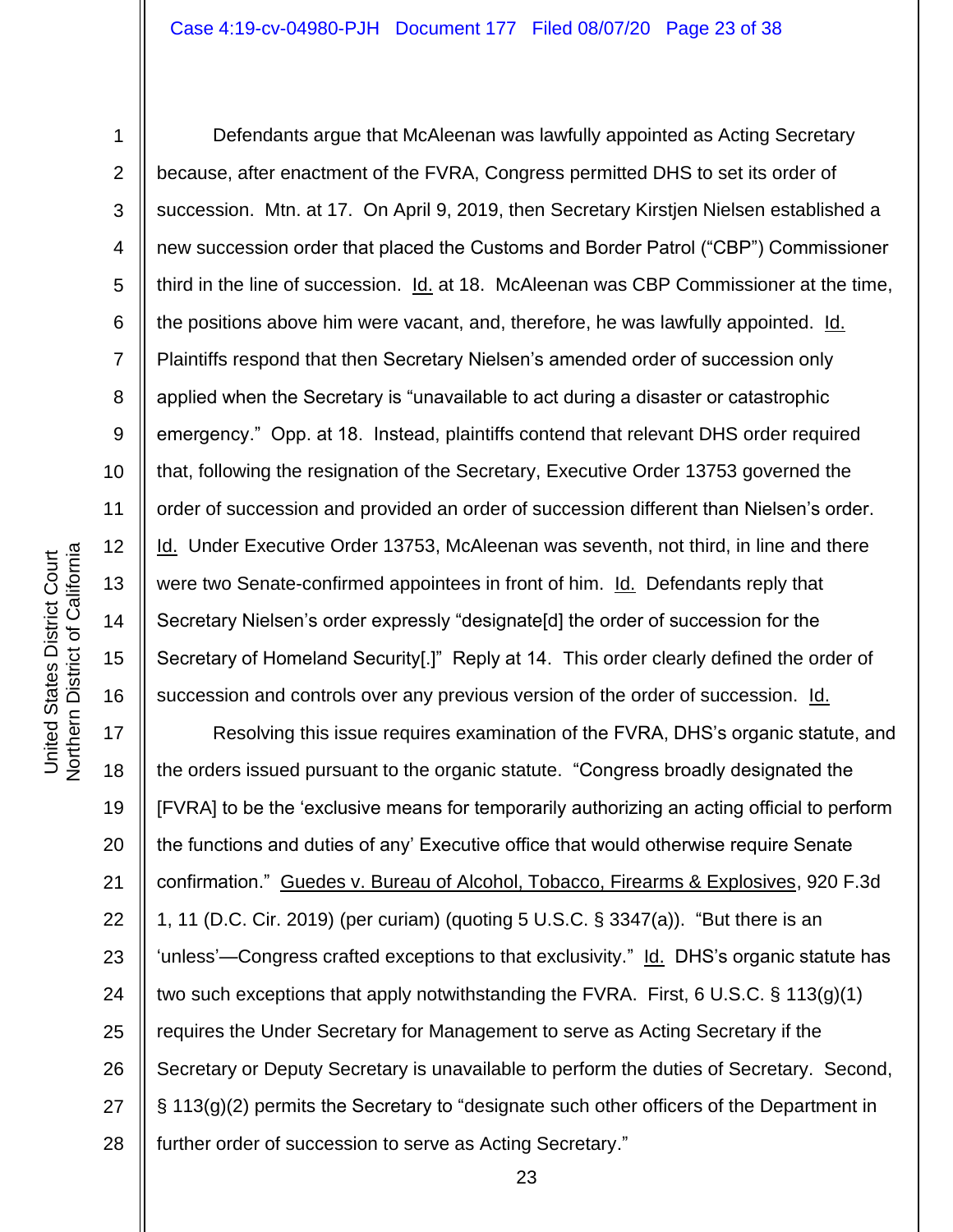Defendants argue that McAleenan was lawfully appointed as Acting Secretary because, after enactment of the FVRA, Congress permitted DHS to set its order of succession. Mtn. at 17. On April 9, 2019, then Secretary Kirstjen Nielsen established a new succession order that placed the Customs and Border Patrol ("CBP") Commissioner third in the line of succession. Id. at 18. McAleenan was CBP Commissioner at the time, the positions above him were vacant, and, therefore, he was lawfully appointed. Id. Plaintiffs respond that then Secretary Nielsen's amended order of succession only applied when the Secretary is "unavailable to act during a disaster or catastrophic emergency." Opp. at 18. Instead, plaintiffs contend that relevant DHS order required that, following the resignation of the Secretary, Executive Order 13753 governed the order of succession and provided an order of succession different than Nielsen's order. Id. Under Executive Order 13753, McAleenan was seventh, not third, in line and there were two Senate-confirmed appointees in front of him. Id. Defendants reply that Secretary Nielsen's order expressly "designate[d] the order of succession for the Secretary of Homeland Security[.]" Reply at 14. This order clearly defined the order of succession and controls over any previous version of the order of succession. Id.

Resolving this issue requires examination of the FVRA, DHS's organic statute, and the orders issued pursuant to the organic statute. "Congress broadly designated the [FVRA] to be the 'exclusive means for temporarily authorizing an acting official to perform the functions and duties of any' Executive office that would otherwise require Senate confirmation." Guedes v. Bureau of Alcohol, Tobacco, Firearms & Explosives, 920 F.3d 1, 11 (D.C. Cir. 2019) (per curiam) (quoting 5 U.S.C. § 3347(a)). "But there is an 'unless'—Congress crafted exceptions to that exclusivity." Id. DHS's organic statute has two such exceptions that apply notwithstanding the FVRA. First, 6 U.S.C. § 113(g)(1) requires the Under Secretary for Management to serve as Acting Secretary if the Secretary or Deputy Secretary is unavailable to perform the duties of Secretary. Second, § 113(g)(2) permits the Secretary to "designate such other officers of the Department in further order of succession to serve as Acting Secretary."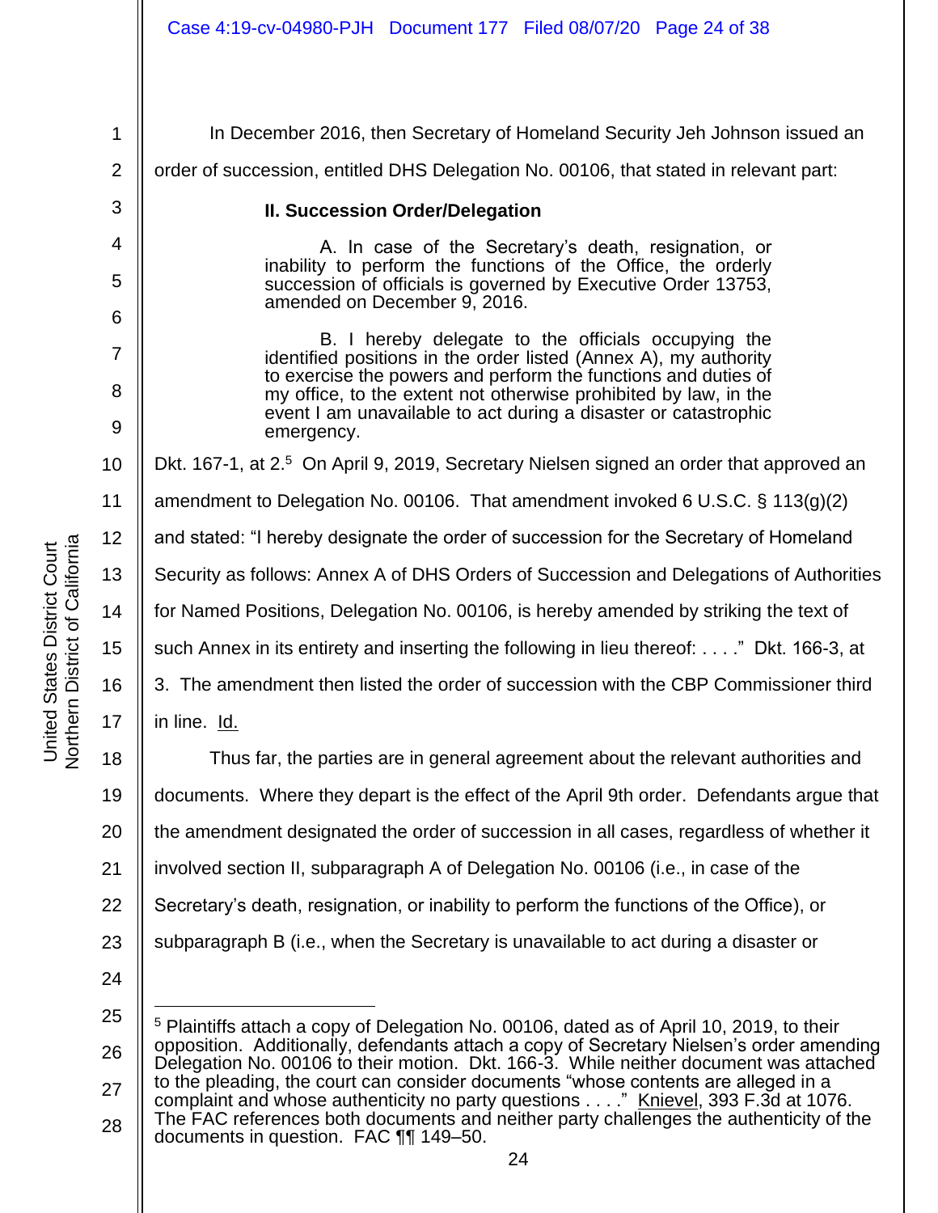In December 2016, then Secretary of Homeland Security Jeh Johnson issued an order of succession, entitled DHS Delegation No. 00106, that stated in relevant part:

> **II. Succession Order/Delegation**
>
> A. In case of the Secretary's death, resignation, or inability to perform the functions of the Office, the orderly succession of officials is governed by Executive Order 13753, amended on December 9, 2016.
>
> B. I hereby delegate to the officials occupying the identified positions in the order listed (Annex A), my authority to exercise the powers and perform the functions and duties of my office, to the extent not otherwise prohibited by law, in the event I am unavailable to act during a disaster or catastrophic emergency.

Dkt. 167-1, at 2.[5] On April 9, 2019, Secretary Nielsen signed an order that approved an amendment to Delegation No. 00106. That amendment invoked 6 U.S.C. § 113(g)(2) and stated: "I hereby designate the order of succession for the Secretary of Homeland Security as follows: Annex A of DHS Orders of Succession and Delegations of Authorities for Named Positions, Delegation No. 00106, is hereby amended by striking the text of such Annex in its entirety and inserting the following in lieu thereof: . . . ." Dkt. 166-3, at 3. The amendment then listed the order of succession with the CBP Commissioner third in line. Id.

Thus far, the parties are in general agreement about the relevant authorities and documents. Where they depart is the effect of the April 9th order. Defendants argue that the amendment designated the order of succession in all cases, regardless of whether it involved section II, subparagraph A of Delegation No. 00106 (i.e., in case of the Secretary's death, resignation, or inability to perform the functions of the Office), or subparagraph B (i.e., when the Secretary is unavailable to act during a disaster or

---

[5] Plaintiffs attach a copy of Delegation No. 00106, dated as of April 10, 2019, to their opposition. Additionally, defendants attach a copy of Secretary Nielsen's order amending Delegation No. 00106 to their motion. Dkt. 166-3. While neither document was attached to the pleading, the court can consider documents "whose contents are alleged in a complaint and whose authenticity no party questions . . . ." Knievel, 393 F.3d at 1076. The FAC references both documents and neither party challenges the authenticity of the documents in question. FAC ¶¶ 149–50.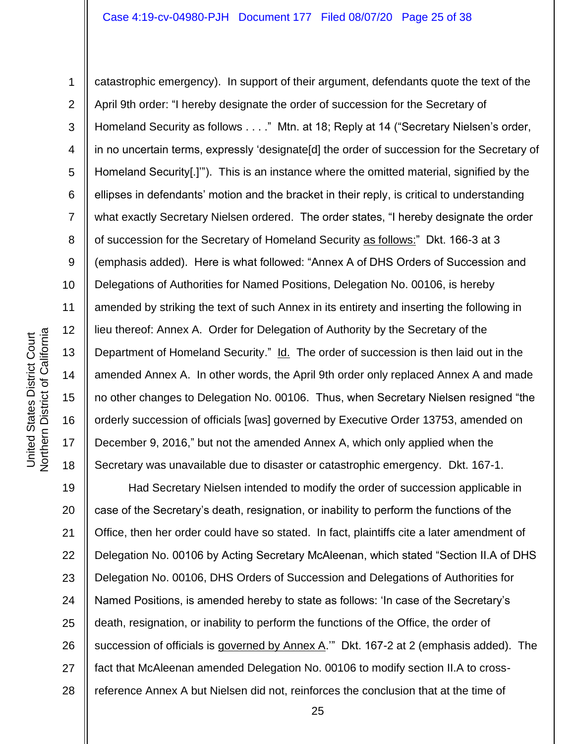catastrophic emergency). In support of their argument, defendants quote the text of the April 9th order: "I hereby designate the order of succession for the Secretary of Homeland Security as follows . . . ." Mtn. at 18; Reply at 14 ("Secretary Nielsen's order, in no uncertain terms, expressly 'designate[d] the order of succession for the Secretary of Homeland Security[.]'"). This is an instance where the omitted material, signified by the ellipses in defendants' motion and the bracket in their reply, is critical to understanding what exactly Secretary Nielsen ordered. The order states, "I hereby designate the order of succession for the Secretary of Homeland Security as follows:" Dkt. 166-3 at 3 (emphasis added). Here is what followed: "Annex A of DHS Orders of Succession and Delegations of Authorities for Named Positions, Delegation No. 00106, is hereby amended by striking the text of such Annex in its entirety and inserting the following in lieu thereof: Annex A. Order for Delegation of Authority by the Secretary of the Department of Homeland Security." Id. The order of succession is then laid out in the amended Annex A. In other words, the April 9th order only replaced Annex A and made no other changes to Delegation No. 00106. Thus, when Secretary Nielsen resigned "the orderly succession of officials [was] governed by Executive Order 13753, amended on December 9, 2016," but not the amended Annex A, which only applied when the Secretary was unavailable due to disaster or catastrophic emergency. Dkt. 167-1.

Had Secretary Nielsen intended to modify the order of succession applicable in case of the Secretary's death, resignation, or inability to perform the functions of the Office, then her order could have so stated. In fact, plaintiffs cite a later amendment of Delegation No. 00106 by Acting Secretary McAleenan, which stated "Section II.A of DHS Delegation No. 00106, DHS Orders of Succession and Delegations of Authorities for Named Positions, is amended hereby to state as follows: 'In case of the Secretary's death, resignation, or inability to perform the functions of the Office, the order of succession of officials is governed by Annex A.'" Dkt. 167-2 at 2 (emphasis added). The fact that McAleenan amended Delegation No. 00106 to modify section II.A to cross-reference Annex A but Nielsen did not, reinforces the conclusion that at the time of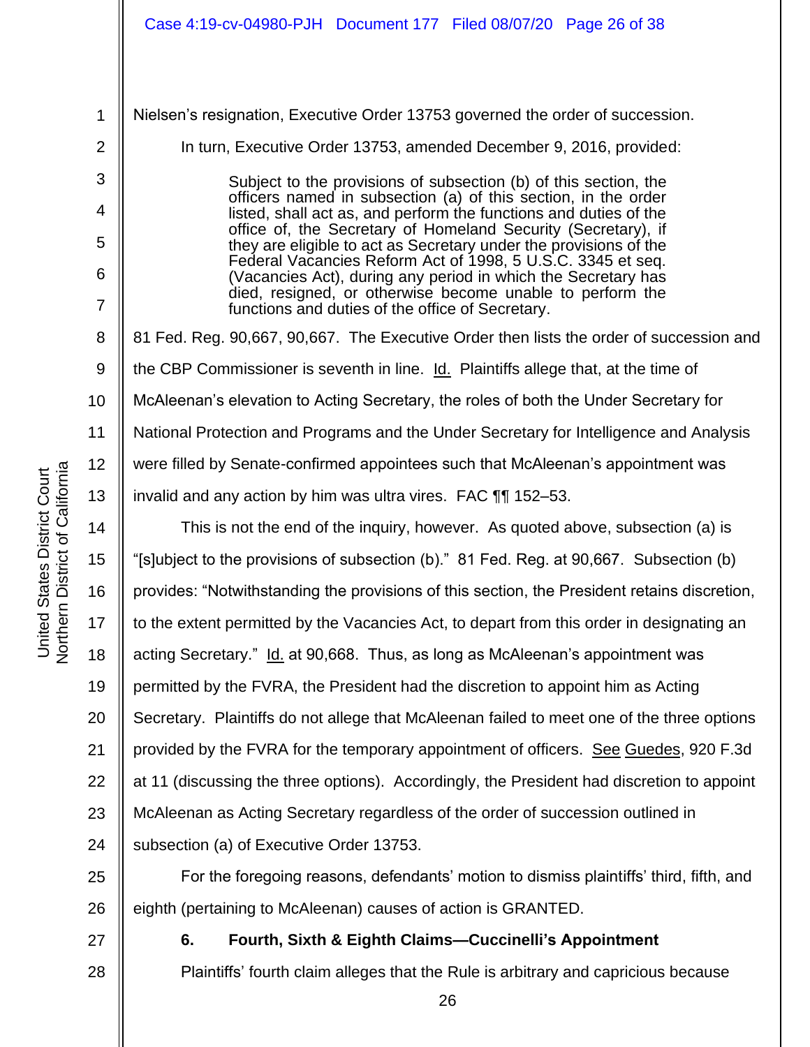Nielsen's resignation, Executive Order 13753 governed the order of succession.

In turn, Executive Order 13753, amended December 9, 2016, provided:

> Subject to the provisions of subsection (b) of this section, the officers named in subsection (a) of this section, in the order listed, shall act as, and perform the functions and duties of the office of, the Secretary of Homeland Security (Secretary), if they are eligible to act as Secretary under the provisions of the Federal Vacancies Reform Act of 1998, 5 U.S.C. 3345 et seq. (Vacancies Act), during any period in which the Secretary has died, resigned, or otherwise become unable to perform the functions and duties of the office of Secretary.

81 Fed. Reg. 90,667, 90,667. The Executive Order then lists the order of succession and the CBP Commissioner is seventh in line. Id. Plaintiffs allege that, at the time of McAleenan's elevation to Acting Secretary, the roles of both the Under Secretary for National Protection and Programs and the Under Secretary for Intelligence and Analysis were filled by Senate-confirmed appointees such that McAleenan's appointment was invalid and any action by him was ultra vires. FAC ¶¶ 152–53.

This is not the end of the inquiry, however. As quoted above, subsection (a) is "[s]ubject to the provisions of subsection (b)." 81 Fed. Reg. at 90,667. Subsection (b) provides: "Notwithstanding the provisions of this section, the President retains discretion, to the extent permitted by the Vacancies Act, to depart from this order in designating an acting Secretary." Id. at 90,668. Thus, as long as McAleenan's appointment was permitted by the FVRA, the President had the discretion to appoint him as Acting Secretary. Plaintiffs do not allege that McAleenan failed to meet one of the three options provided by the FVRA for the temporary appointment of officers. See Guedes, 920 F.3d at 11 (discussing the three options). Accordingly, the President had discretion to appoint McAleenan as Acting Secretary regardless of the order of succession outlined in subsection (a) of Executive Order 13753.

For the foregoing reasons, defendants' motion to dismiss plaintiffs' third, fifth, and eighth (pertaining to McAleenan) causes of action is GRANTED.

#### 6. Fourth, Sixth & Eighth Claims—Cuccinelli's Appointment

Plaintiffs' fourth claim alleges that the Rule is arbitrary and capricious because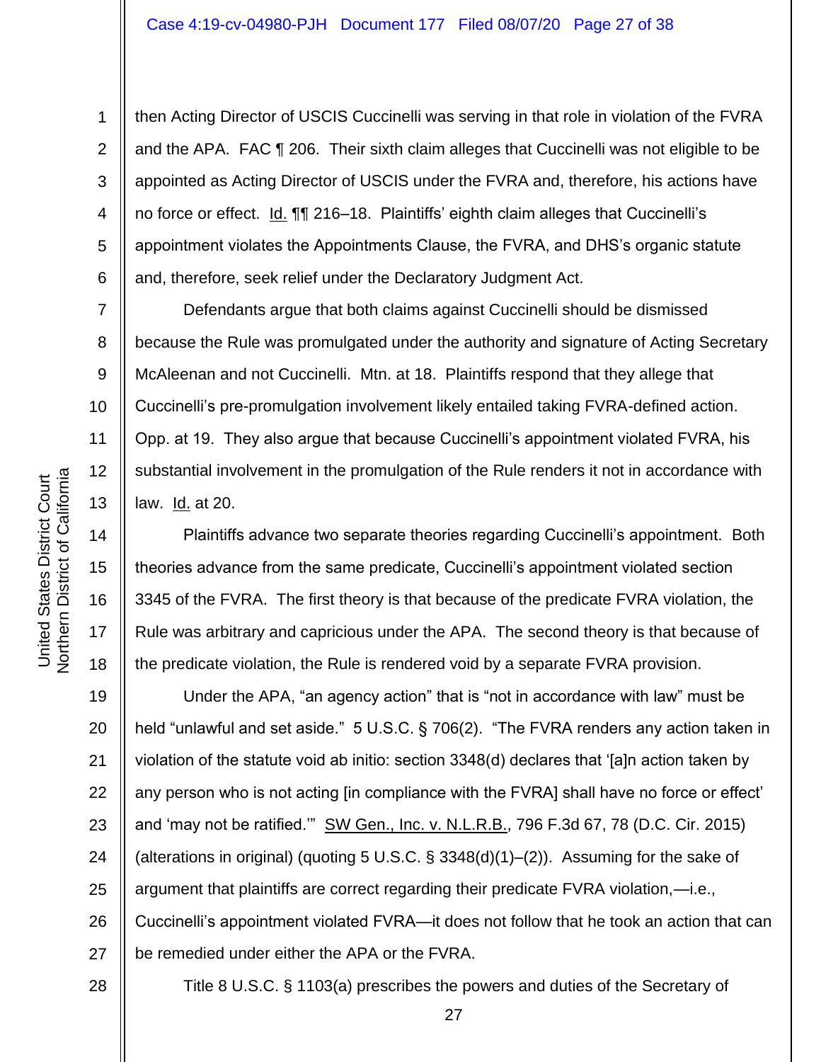then Acting Director of USCIS Cuccinelli was serving in that role in violation of the FVRA and the APA. FAC ¶ 206. Their sixth claim alleges that Cuccinelli was not eligible to be appointed as Acting Director of USCIS under the FVRA and, therefore, his actions have no force or effect. Id. ¶¶ 216–18. Plaintiffs' eighth claim alleges that Cuccinelli's appointment violates the Appointments Clause, the FVRA, and DHS's organic statute and, therefore, seek relief under the Declaratory Judgment Act.

Defendants argue that both claims against Cuccinelli should be dismissed because the Rule was promulgated under the authority and signature of Acting Secretary McAleenan and not Cuccinelli. Mtn. at 18. Plaintiffs respond that they allege that Cuccinelli's pre-promulgation involvement likely entailed taking FVRA-defined action. Opp. at 19. They also argue that because Cuccinelli's appointment violated FVRA, his substantial involvement in the promulgation of the Rule renders it not in accordance with law. Id. at 20.

Plaintiffs advance two separate theories regarding Cuccinelli's appointment. Both theories advance from the same predicate, Cuccinelli's appointment violated section 3345 of the FVRA. The first theory is that because of the predicate FVRA violation, the Rule was arbitrary and capricious under the APA. The second theory is that because of the predicate violation, the Rule is rendered void by a separate FVRA provision.

Under the APA, "an agency action" that is "not in accordance with law" must be held "unlawful and set aside." 5 U.S.C. § 706(2). "The FVRA renders any action taken in violation of the statute void ab initio: section 3348(d) declares that '[a]n action taken by any person who is not acting [in compliance with the FVRA] shall have no force or effect' and 'may not be ratified.'" SW Gen., Inc. v. N.L.R.B., 796 F.3d 67, 78 (D.C. Cir. 2015) (alterations in original) (quoting 5 U.S.C. § 3348(d)(1)–(2)). Assuming for the sake of argument that plaintiffs are correct regarding their predicate FVRA violation,—i.e., Cuccinelli's appointment violated FVRA—it does not follow that he took an action that can be remedied under either the APA or the FVRA.

Title 8 U.S.C. § 1103(a) prescribes the powers and duties of the Secretary of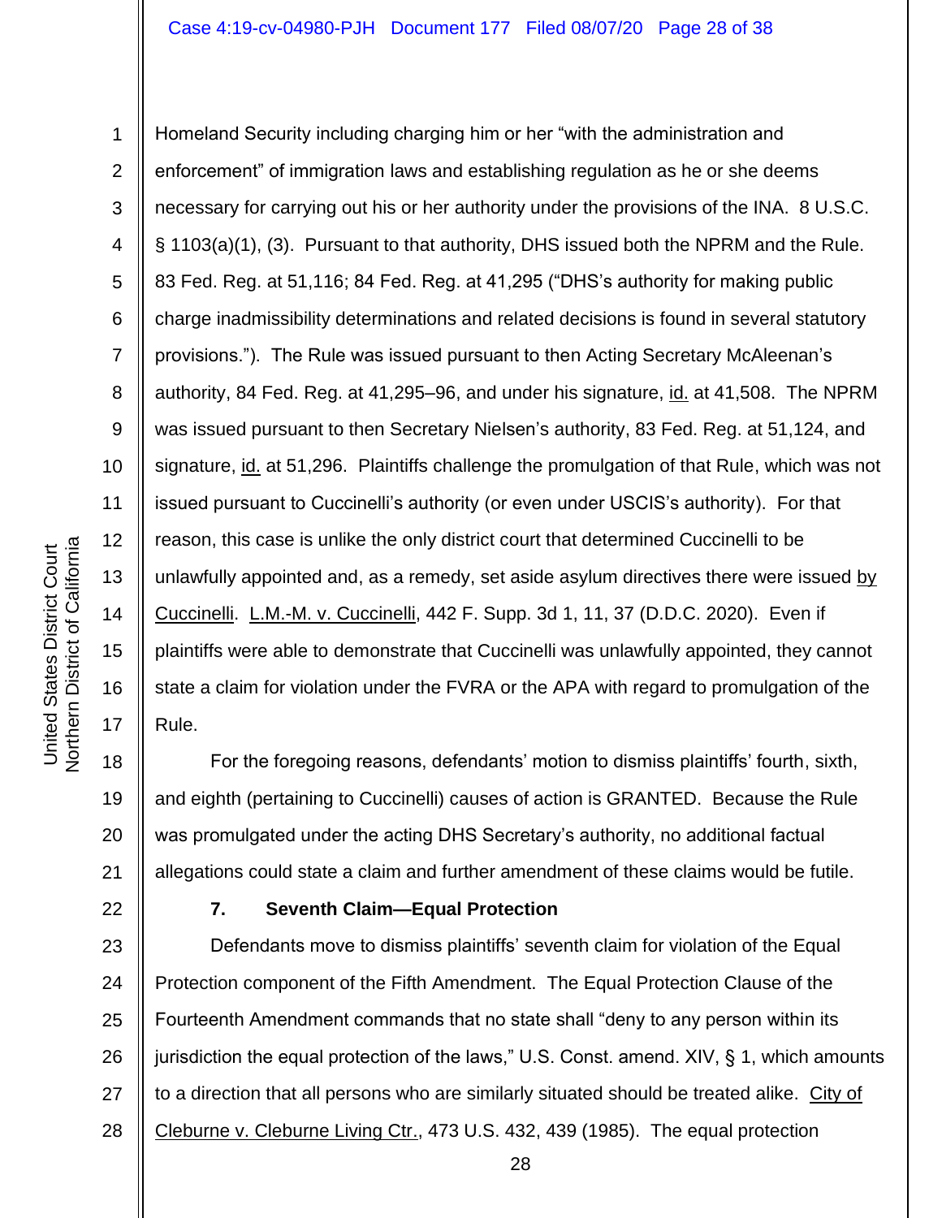Homeland Security including charging him or her "with the administration and enforcement" of immigration laws and establishing regulation as he or she deems necessary for carrying out his or her authority under the provisions of the INA. 8 U.S.C. § 1103(a)(1), (3). Pursuant to that authority, DHS issued both the NPRM and the Rule. 83 Fed. Reg. at 51,116; 84 Fed. Reg. at 41,295 ("DHS's authority for making public charge inadmissibility determinations and related decisions is found in several statutory provisions."). The Rule was issued pursuant to then Acting Secretary McAleenan's authority, 84 Fed. Reg. at 41,295–96, and under his signature, id. at 41,508. The NPRM was issued pursuant to then Secretary Nielsen's authority, 83 Fed. Reg. at 51,124, and signature, id. at 51,296. Plaintiffs challenge the promulgation of that Rule, which was not issued pursuant to Cuccinelli's authority (or even under USCIS's authority). For that reason, this case is unlike the only district court that determined Cuccinelli to be unlawfully appointed and, as a remedy, set aside asylum directives there were issued by Cuccinelli. L.M.-M. v. Cuccinelli, 442 F. Supp. 3d 1, 11, 37 (D.D.C. 2020). Even if plaintiffs were able to demonstrate that Cuccinelli was unlawfully appointed, they cannot state a claim for violation under the FVRA or the APA with regard to promulgation of the Rule.

For the foregoing reasons, defendants' motion to dismiss plaintiffs' fourth, sixth, and eighth (pertaining to Cuccinelli) causes of action is GRANTED. Because the Rule was promulgated under the acting DHS Secretary's authority, no additional factual allegations could state a claim and further amendment of these claims would be futile.

### 7. Seventh Claim—Equal Protection

Defendants move to dismiss plaintiffs' seventh claim for violation of the Equal Protection component of the Fifth Amendment. The Equal Protection Clause of the Fourteenth Amendment commands that no state shall "deny to any person within its jurisdiction the equal protection of the laws," U.S. Const. amend. XIV, § 1, which amounts to a direction that all persons who are similarly situated should be treated alike. City of Cleburne v. Cleburne Living Ctr., 473 U.S. 432, 439 (1985). The equal protection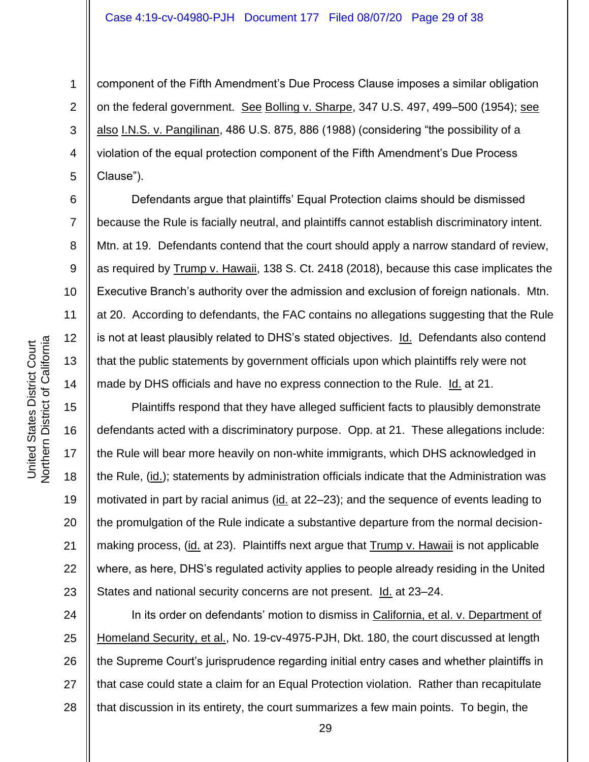component of the Fifth Amendment's Due Process Clause imposes a similar obligation on the federal government. See Bolling v. Sharpe, 347 U.S. 497, 499–500 (1954); see also I.N.S. v. Pangilinan, 486 U.S. 875, 886 (1988) (considering "the possibility of a violation of the equal protection component of the Fifth Amendment's Due Process Clause").

Defendants argue that plaintiffs' Equal Protection claims should be dismissed because the Rule is facially neutral, and plaintiffs cannot establish discriminatory intent. Mtn. at 19. Defendants contend that the court should apply a narrow standard of review, as required by Trump v. Hawaii, 138 S. Ct. 2418 (2018), because this case implicates the Executive Branch's authority over the admission and exclusion of foreign nationals. Mtn. at 20. According to defendants, the FAC contains no allegations suggesting that the Rule is not at least plausibly related to DHS's stated objectives. Id. Defendants also contend that the public statements by government officials upon which plaintiffs rely were not made by DHS officials and have no express connection to the Rule. Id. at 21.

Plaintiffs respond that they have alleged sufficient facts to plausibly demonstrate defendants acted with a discriminatory purpose. Opp. at 21. These allegations include: the Rule will bear more heavily on non-white immigrants, which DHS acknowledged in the Rule, (id.); statements by administration officials indicate that the Administration was motivated in part by racial animus (id. at 22–23); and the sequence of events leading to the promulgation of the Rule indicate a substantive departure from the normal decision-making process, (id. at 23). Plaintiffs next argue that Trump v. Hawaii is not applicable where, as here, DHS's regulated activity applies to people already residing in the United States and national security concerns are not present. Id. at 23–24.

In its order on defendants' motion to dismiss in California, et al. v. Department of Homeland Security, et al., No. 19-cv-4975-PJH, Dkt. 180, the court discussed at length the Supreme Court's jurisprudence regarding initial entry cases and whether plaintiffs in that case could state a claim for an Equal Protection violation. Rather than recapitulate that discussion in its entirety, the court summarizes a few main points. To begin, the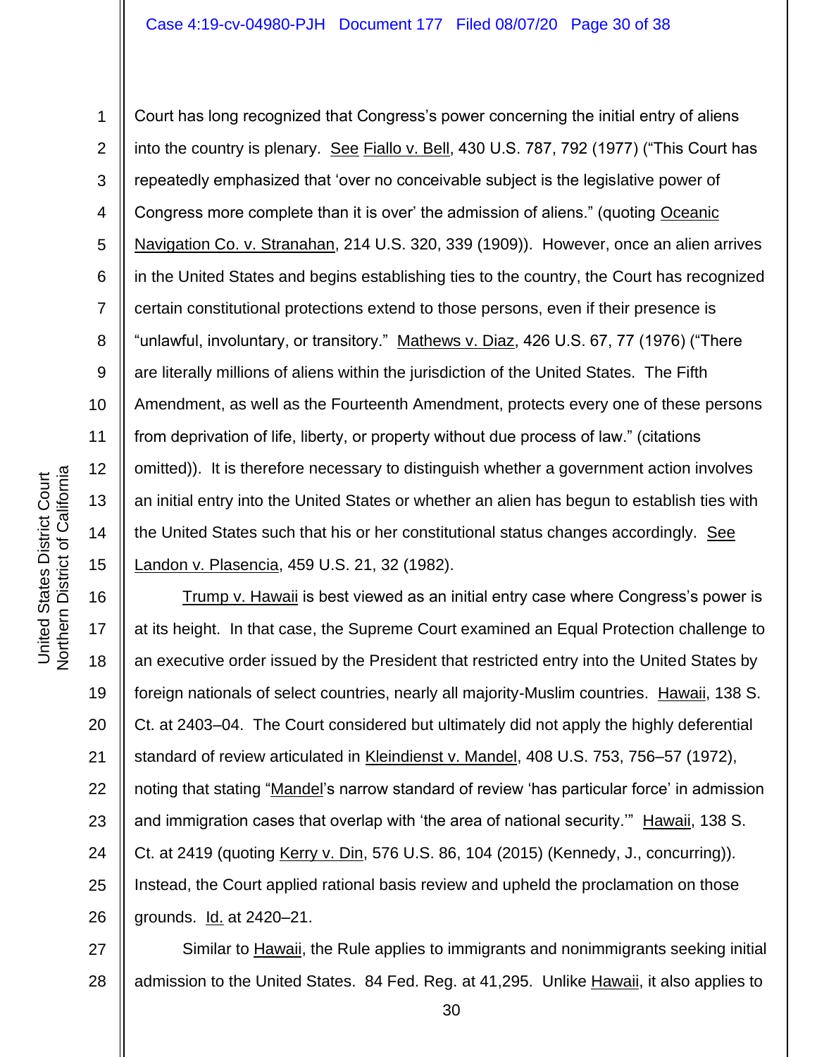Court has long recognized that Congress's power concerning the initial entry of aliens into the country is plenary. See Fiallo v. Bell, 430 U.S. 787, 792 (1977) ("This Court has repeatedly emphasized that 'over no conceivable subject is the legislative power of Congress more complete than it is over' the admission of aliens." (quoting Oceanic Navigation Co. v. Stranahan, 214 U.S. 320, 339 (1909)). However, once an alien arrives in the United States and begins establishing ties to the country, the Court has recognized certain constitutional protections extend to those persons, even if their presence is "unlawful, involuntary, or transitory." Mathews v. Diaz, 426 U.S. 67, 77 (1976) ("There are literally millions of aliens within the jurisdiction of the United States. The Fifth Amendment, as well as the Fourteenth Amendment, protects every one of these persons from deprivation of life, liberty, or property without due process of law." (citations omitted)). It is therefore necessary to distinguish whether a government action involves an initial entry into the United States or whether an alien has begun to establish ties with the United States such that his or her constitutional status changes accordingly. See Landon v. Plasencia, 459 U.S. 21, 32 (1982).

Trump v. Hawaii is best viewed as an initial entry case where Congress's power is at its height. In that case, the Supreme Court examined an Equal Protection challenge to an executive order issued by the President that restricted entry into the United States by foreign nationals of select countries, nearly all majority-Muslim countries. Hawaii, 138 S. Ct. at 2403–04. The Court considered but ultimately did not apply the highly deferential standard of review articulated in Kleindienst v. Mandel, 408 U.S. 753, 756–57 (1972), noting that stating "Mandel's narrow standard of review 'has particular force' in admission and immigration cases that overlap with 'the area of national security.'" Hawaii, 138 S. Ct. at 2419 (quoting Kerry v. Din, 576 U.S. 86, 104 (2015) (Kennedy, J., concurring)). Instead, the Court applied rational basis review and upheld the proclamation on those grounds. Id. at 2420–21.

Similar to Hawaii, the Rule applies to immigrants and nonimmigrants seeking initial admission to the United States. 84 Fed. Reg. at 41,295. Unlike Hawaii, it also applies to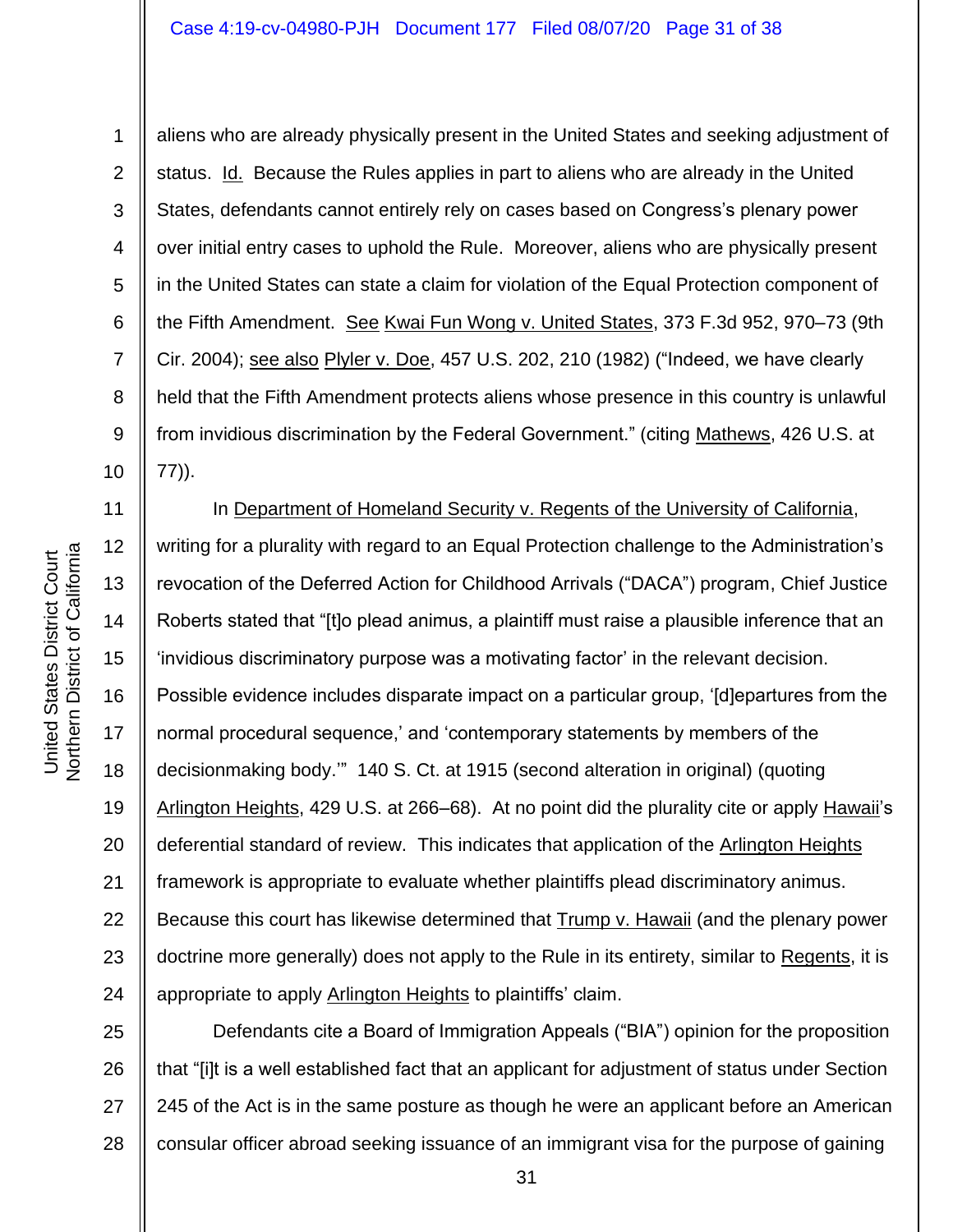aliens who are already physically present in the United States and seeking adjustment of status. Id. Because the Rules applies in part to aliens who are already in the United States, defendants cannot entirely rely on cases based on Congress's plenary power over initial entry cases to uphold the Rule. Moreover, aliens who are physically present in the United States can state a claim for violation of the Equal Protection component of the Fifth Amendment. See Kwai Fun Wong v. United States, 373 F.3d 952, 970–73 (9th Cir. 2004); see also Plyler v. Doe, 457 U.S. 202, 210 (1982) ("Indeed, we have clearly held that the Fifth Amendment protects aliens whose presence in this country is unlawful from invidious discrimination by the Federal Government." (citing Mathews, 426 U.S. at 77)).

In Department of Homeland Security v. Regents of the University of California, writing for a plurality with regard to an Equal Protection challenge to the Administration's revocation of the Deferred Action for Childhood Arrivals ("DACA") program, Chief Justice Roberts stated that "[t]o plead animus, a plaintiff must raise a plausible inference that an 'invidious discriminatory purpose was a motivating factor' in the relevant decision. Possible evidence includes disparate impact on a particular group, '[d]epartures from the normal procedural sequence,' and 'contemporary statements by members of the decisionmaking body.'" 140 S. Ct. at 1915 (second alteration in original) (quoting Arlington Heights, 429 U.S. at 266–68). At no point did the plurality cite or apply Hawaii's deferential standard of review. This indicates that application of the Arlington Heights framework is appropriate to evaluate whether plaintiffs plead discriminatory animus. Because this court has likewise determined that Trump v. Hawaii (and the plenary power doctrine more generally) does not apply to the Rule in its entirety, similar to Regents, it is appropriate to apply Arlington Heights to plaintiffs' claim.

Defendants cite a Board of Immigration Appeals ("BIA") opinion for the proposition that "[i]t is a well established fact that an applicant for adjustment of status under Section 245 of the Act is in the same posture as though he were an applicant before an American consular officer abroad seeking issuance of an immigrant visa for the purpose of gaining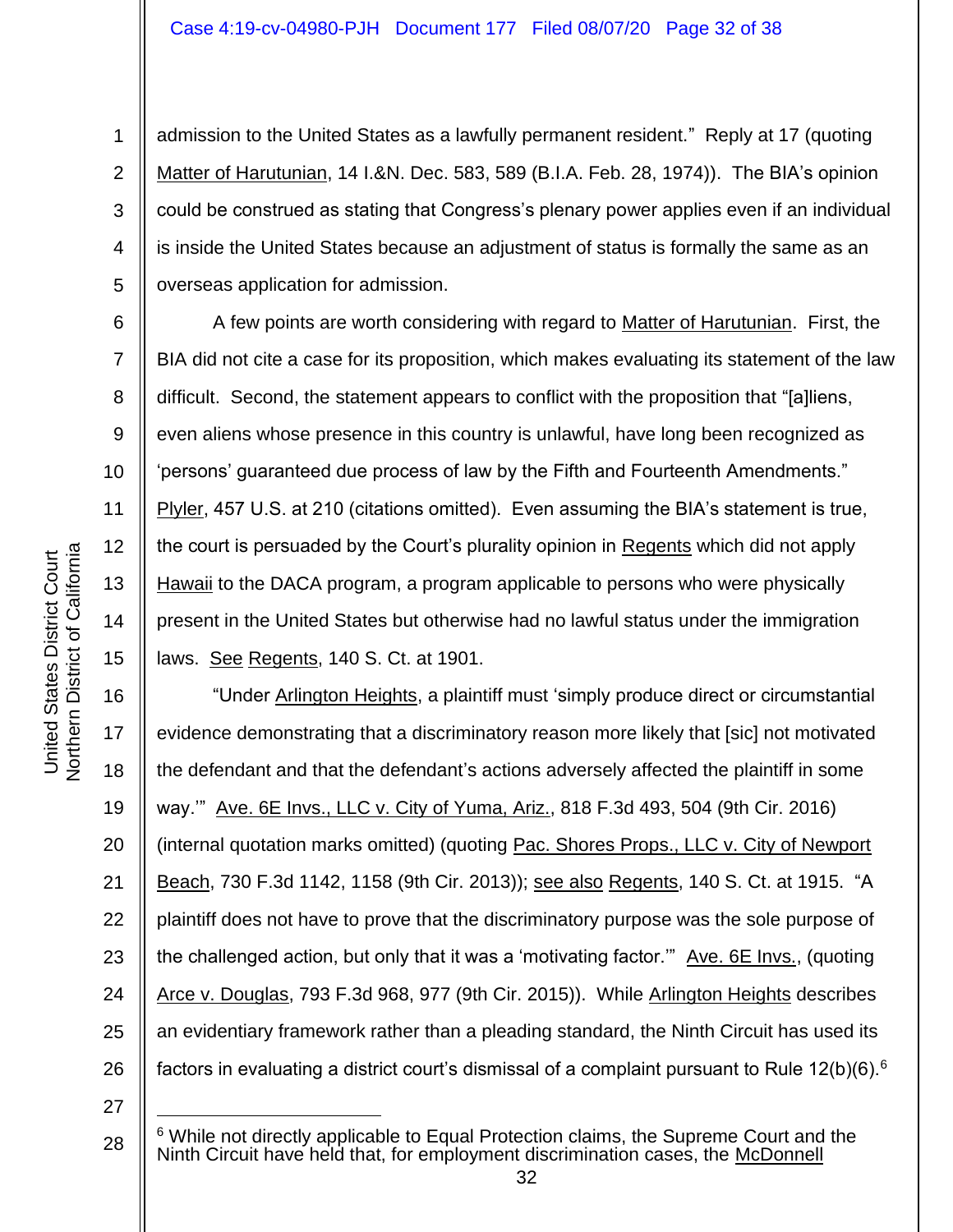admission to the United States as a lawfully permanent resident." Reply at 17 (quoting Matter of Harutunian, 14 I.&N. Dec. 583, 589 (B.I.A. Feb. 28, 1974)). The BIA's opinion could be construed as stating that Congress's plenary power applies even if an individual is inside the United States because an adjustment of status is formally the same as an overseas application for admission.

A few points are worth considering with regard to Matter of Harutunian. First, the BIA did not cite a case for its proposition, which makes evaluating its statement of the law difficult. Second, the statement appears to conflict with the proposition that "[a]liens, even aliens whose presence in this country is unlawful, have long been recognized as 'persons' guaranteed due process of law by the Fifth and Fourteenth Amendments." Plyler, 457 U.S. at 210 (citations omitted). Even assuming the BIA's statement is true, the court is persuaded by the Court's plurality opinion in Regents which did not apply Hawaii to the DACA program, a program applicable to persons who were physically present in the United States but otherwise had no lawful status under the immigration laws. See Regents, 140 S. Ct. at 1901.

"Under Arlington Heights, a plaintiff must 'simply produce direct or circumstantial evidence demonstrating that a discriminatory reason more likely that [sic] not motivated the defendant and that the defendant's actions adversely affected the plaintiff in some way.'" Ave. 6E Invs., LLC v. City of Yuma, Ariz., 818 F.3d 493, 504 (9th Cir. 2016) (internal quotation marks omitted) (quoting Pac. Shores Props., LLC v. City of Newport Beach, 730 F.3d 1142, 1158 (9th Cir. 2013)); see also Regents, 140 S. Ct. at 1915. "A plaintiff does not have to prove that the discriminatory purpose was the sole purpose of the challenged action, but only that it was a 'motivating factor.'" Ave. 6E Invs., (quoting Arce v. Douglas, 793 F.3d 968, 977 (9th Cir. 2015)). While Arlington Heights describes an evidentiary framework rather than a pleading standard, the Ninth Circuit has used its factors in evaluating a district court's dismissal of a complaint pursuant to Rule 12(b)(6).[6]

---

[6] While not directly applicable to Equal Protection claims, the Supreme Court and the Ninth Circuit have held that, for employment discrimination cases, the McDonnell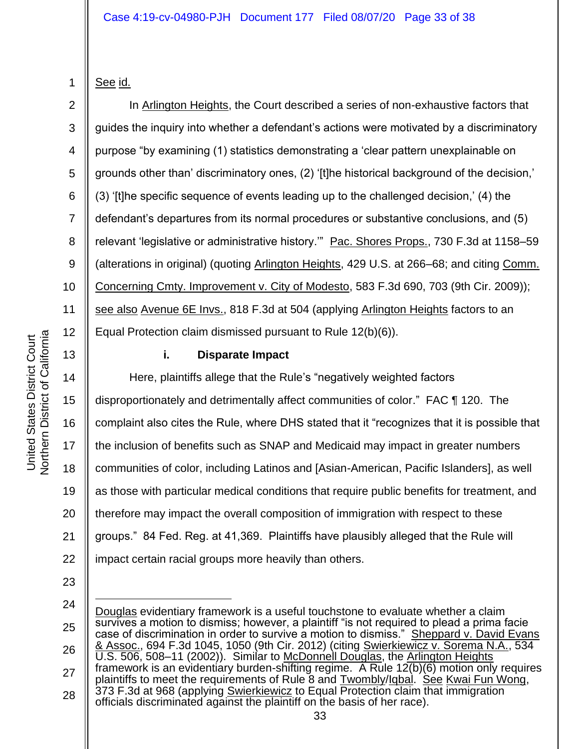See id.

In Arlington Heights, the Court described a series of non-exhaustive factors that guides the inquiry into whether a defendant's actions were motivated by a discriminatory purpose "by examining (1) statistics demonstrating a 'clear pattern unexplainable on grounds other than' discriminatory ones, (2) '[t]he historical background of the decision,' (3) '[t]he specific sequence of events leading up to the challenged decision,' (4) the defendant's departures from its normal procedures or substantive conclusions, and (5) relevant 'legislative or administrative history.'" Pac. Shores Props., 730 F.3d at 1158–59 (alterations in original) (quoting Arlington Heights, 429 U.S. at 266–68; and citing Comm. Concerning Cmty. Improvement v. City of Modesto, 583 F.3d 690, 703 (9th Cir. 2009)); see also Avenue 6E Invs., 818 F.3d at 504 (applying Arlington Heights factors to an Equal Protection claim dismissed pursuant to Rule 12(b)(6)).

**i. Disparate Impact**

Here, plaintiffs allege that the Rule's "negatively weighted factors disproportionately and detrimentally affect communities of color." FAC ¶ 120. The complaint also cites the Rule, where DHS stated that it "recognizes that it is possible that the inclusion of benefits such as SNAP and Medicaid may impact in greater numbers communities of color, including Latinos and [Asian-American, Pacific Islanders], as well as those with particular medical conditions that require public benefits for treatment, and therefore may impact the overall composition of immigration with respect to these groups." 84 Fed. Reg. at 41,369. Plaintiffs have plausibly alleged that the Rule will impact certain racial groups more heavily than others.

---

Douglas evidentiary framework is a useful touchstone to evaluate whether a claim survives a motion to dismiss; however, a plaintiff "is not required to plead a prima facie case of discrimination in order to survive a motion to dismiss." Sheppard v. David Evans & Assoc., 694 F.3d 1045, 1050 (9th Cir. 2012) (citing Swierkiewicz v. Sorema N.A., 534 U.S. 506, 508–11 (2002)). Similar to McDonnell Douglas, the Arlington Heights framework is an evidentiary burden-shifting regime. A Rule 12(b)(6) motion only requires plaintiffs to meet the requirements of Rule 8 and Twombly/Iqbal. See Kwai Fun Wong, 373 F.3d at 968 (applying Swierkiewicz to Equal Protection claim that immigration officials discriminated against the plaintiff on the basis of her race).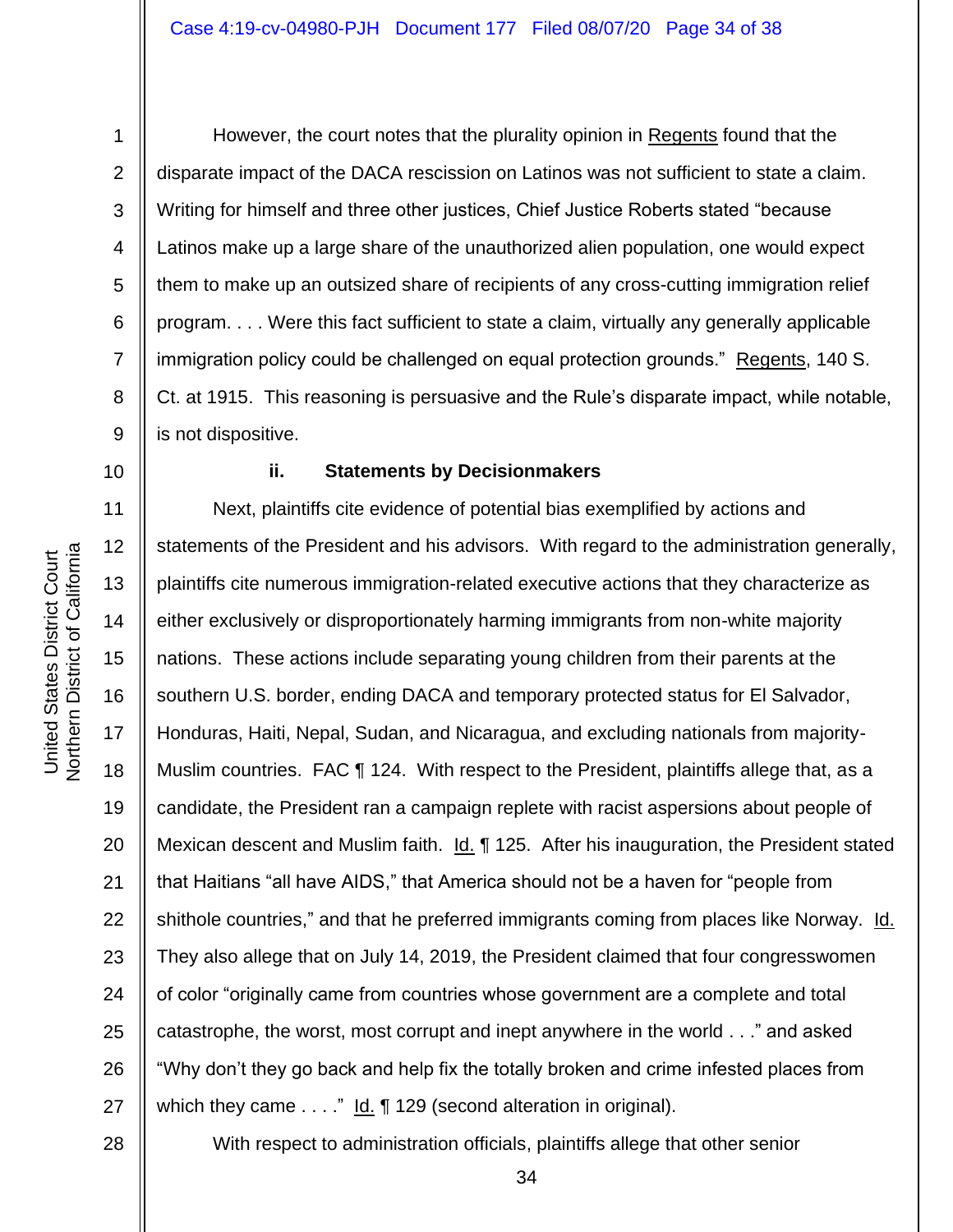However, the court notes that the plurality opinion in Regents found that the disparate impact of the DACA rescission on Latinos was not sufficient to state a claim. Writing for himself and three other justices, Chief Justice Roberts stated "because Latinos make up a large share of the unauthorized alien population, one would expect them to make up an outsized share of recipients of any cross-cutting immigration relief program. . . . Were this fact sufficient to state a claim, virtually any generally applicable immigration policy could be challenged on equal protection grounds." Regents, 140 S. Ct. at 1915. This reasoning is persuasive and the Rule's disparate impact, while notable, is not dispositive.

**ii. Statements by Decisionmakers**

Next, plaintiffs cite evidence of potential bias exemplified by actions and statements of the President and his advisors. With regard to the administration generally, plaintiffs cite numerous immigration-related executive actions that they characterize as either exclusively or disproportionately harming immigrants from non-white majority nations. These actions include separating young children from their parents at the southern U.S. border, ending DACA and temporary protected status for El Salvador, Honduras, Haiti, Nepal, Sudan, and Nicaragua, and excluding nationals from majority-Muslim countries. FAC ¶ 124. With respect to the President, plaintiffs allege that, as a candidate, the President ran a campaign replete with racist aspersions about people of Mexican descent and Muslim faith. Id. ¶ 125. After his inauguration, the President stated that Haitians "all have AIDS," that America should not be a haven for "people from shithole countries," and that he preferred immigrants coming from places like Norway. Id. They also allege that on July 14, 2019, the President claimed that four congresswomen of color "originally came from countries whose government are a complete and total catastrophe, the worst, most corrupt and inept anywhere in the world . . ." and asked "Why don't they go back and help fix the totally broken and crime infested places from which they came . . . ." Id. ¶ 129 (second alteration in original).

With respect to administration officials, plaintiffs allege that other senior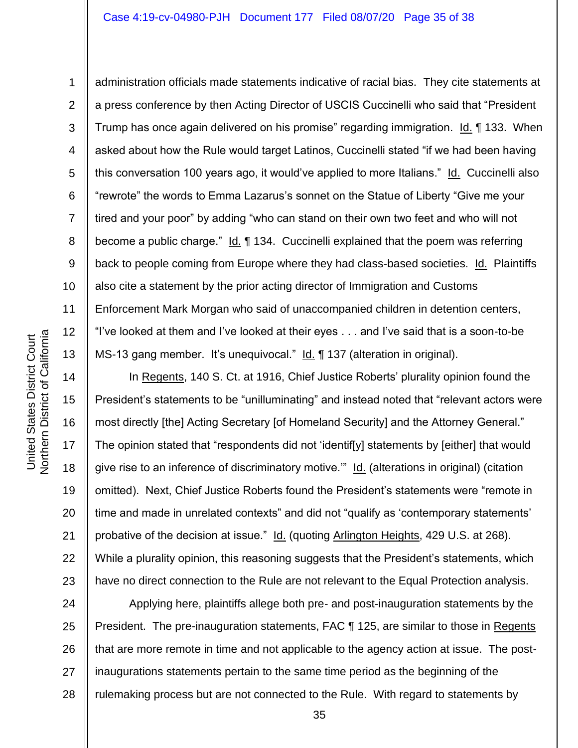administration officials made statements indicative of racial bias. They cite statements at a press conference by then Acting Director of USCIS Cuccinelli who said that "President Trump has once again delivered on his promise" regarding immigration. Id. ¶ 133. When asked about how the Rule would target Latinos, Cuccinelli stated "if we had been having this conversation 100 years ago, it would've applied to more Italians." Id. Cuccinelli also "rewrote" the words to Emma Lazarus's sonnet on the Statue of Liberty "Give me your tired and your poor" by adding "who can stand on their own two feet and who will not become a public charge." Id. ¶ 134. Cuccinelli explained that the poem was referring back to people coming from Europe where they had class-based societies. Id. Plaintiffs also cite a statement by the prior acting director of Immigration and Customs Enforcement Mark Morgan who said of unaccompanied children in detention centers, "I've looked at them and I've looked at their eyes . . . and I've said that is a soon-to-be MS-13 gang member. It's unequivocal." Id. ¶ 137 (alteration in original).

In Regents, 140 S. Ct. at 1916, Chief Justice Roberts' plurality opinion found the President's statements to be "unilluminating" and instead noted that "relevant actors were most directly [the] Acting Secretary [of Homeland Security] and the Attorney General." The opinion stated that "respondents did not 'identif[y] statements by [either] that would give rise to an inference of discriminatory motive.'" Id. (alterations in original) (citation omitted). Next, Chief Justice Roberts found the President's statements were "remote in time and made in unrelated contexts" and did not "qualify as 'contemporary statements' probative of the decision at issue." Id. (quoting Arlington Heights, 429 U.S. at 268). While a plurality opinion, this reasoning suggests that the President's statements, which have no direct connection to the Rule are not relevant to the Equal Protection analysis.

Applying here, plaintiffs allege both pre- and post-inauguration statements by the President. The pre-inauguration statements, FAC ¶ 125, are similar to those in Regents that are more remote in time and not applicable to the agency action at issue. The post-inaugurations statements pertain to the same time period as the beginning of the rulemaking process but are not connected to the Rule. With regard to statements by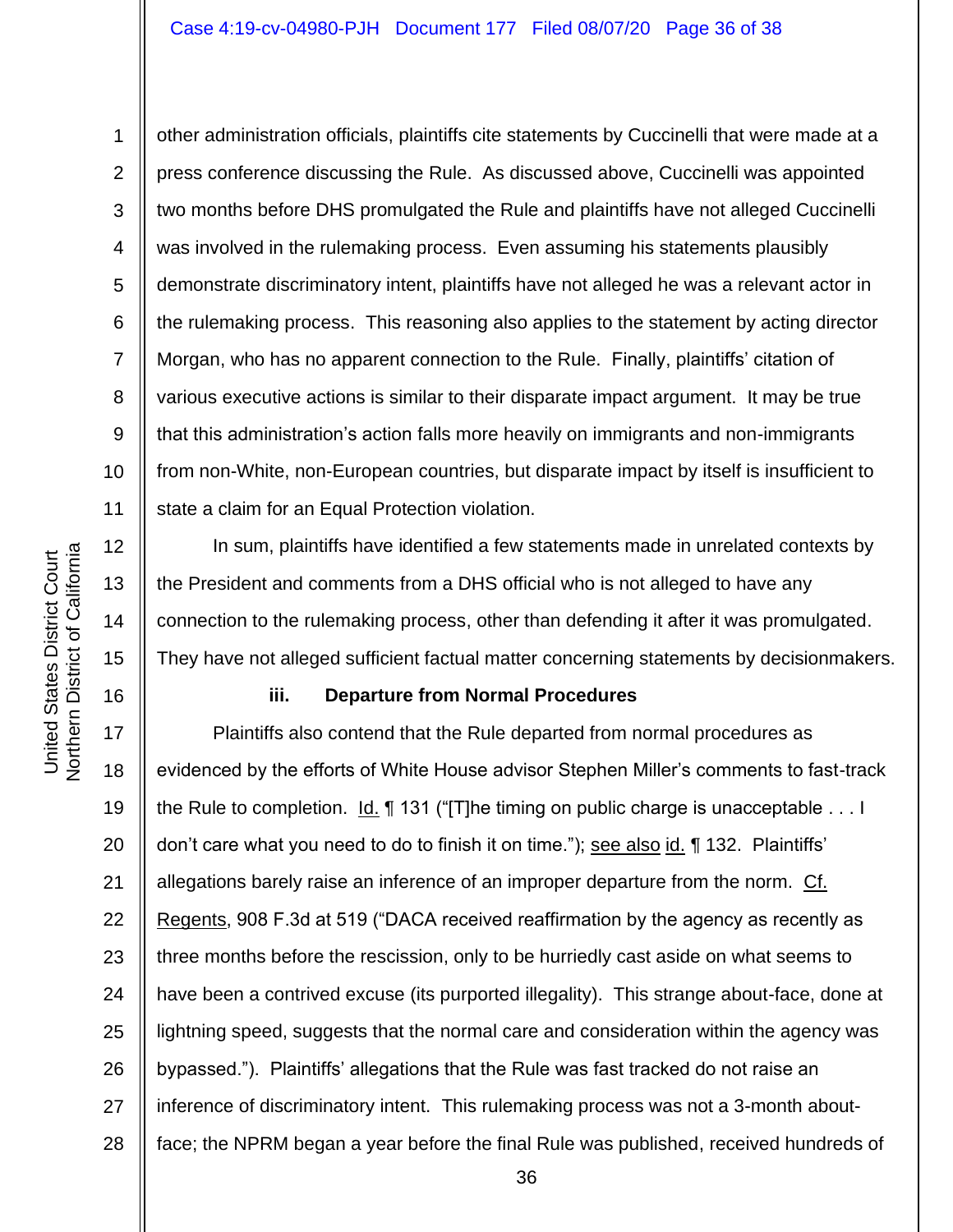other administration officials, plaintiffs cite statements by Cuccinelli that were made at a press conference discussing the Rule. As discussed above, Cuccinelli was appointed two months before DHS promulgated the Rule and plaintiffs have not alleged Cuccinelli was involved in the rulemaking process. Even assuming his statements plausibly demonstrate discriminatory intent, plaintiffs have not alleged he was a relevant actor in the rulemaking process. This reasoning also applies to the statement by acting director Morgan, who has no apparent connection to the Rule. Finally, plaintiffs' citation of various executive actions is similar to their disparate impact argument. It may be true that this administration's action falls more heavily on immigrants and non-immigrants from non-White, non-European countries, but disparate impact by itself is insufficient to state a claim for an Equal Protection violation.

In sum, plaintiffs have identified a few statements made in unrelated contexts by the President and comments from a DHS official who is not alleged to have any connection to the rulemaking process, other than defending it after it was promulgated. They have not alleged sufficient factual matter concerning statements by decisionmakers.

**iii. Departure from Normal Procedures**

Plaintiffs also contend that the Rule departed from normal procedures as evidenced by the efforts of White House advisor Stephen Miller's comments to fast-track the Rule to completion. Id. ¶ 131 ("[T]he timing on public charge is unacceptable . . . I don't care what you need to do to finish it on time."); see also id. ¶ 132. Plaintiffs' allegations barely raise an inference of an improper departure from the norm. Cf. Regents, 908 F.3d at 519 ("DACA received reaffirmation by the agency as recently as three months before the rescission, only to be hurriedly cast aside on what seems to have been a contrived excuse (its purported illegality). This strange about-face, done at lightning speed, suggests that the normal care and consideration within the agency was bypassed."). Plaintiffs' allegations that the Rule was fast tracked do not raise an inference of discriminatory intent. This rulemaking process was not a 3-month about-face; the NPRM began a year before the final Rule was published, received hundreds of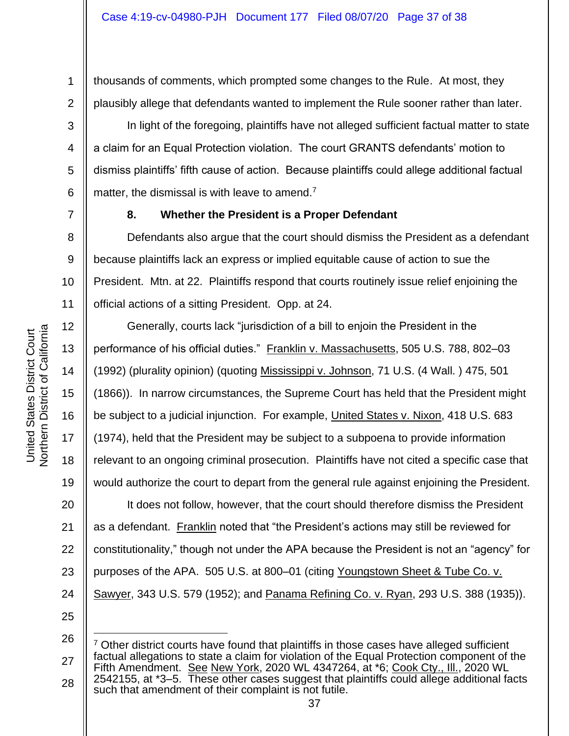thousands of comments, which prompted some changes to the Rule. At most, they plausibly allege that defendants wanted to implement the Rule sooner rather than later.

In light of the foregoing, plaintiffs have not alleged sufficient factual matter to state a claim for an Equal Protection violation. The court GRANTS defendants' motion to dismiss plaintiffs' fifth cause of action. Because plaintiffs could allege additional factual matter, the dismissal is with leave to amend.[7]

**8. Whether the President is a Proper Defendant**

Defendants also argue that the court should dismiss the President as a defendant because plaintiffs lack an express or implied equitable cause of action to sue the President. Mtn. at 22. Plaintiffs respond that courts routinely issue relief enjoining the official actions of a sitting President. Opp. at 24.

Generally, courts lack "jurisdiction of a bill to enjoin the President in the performance of his official duties." Franklin v. Massachusetts, 505 U.S. 788, 802–03 (1992) (plurality opinion) (quoting Mississippi v. Johnson, 71 U.S. (4 Wall. ) 475, 501 (1866)). In narrow circumstances, the Supreme Court has held that the President might be subject to a judicial injunction. For example, United States v. Nixon, 418 U.S. 683 (1974), held that the President may be subject to a subpoena to provide information relevant to an ongoing criminal prosecution. Plaintiffs have not cited a specific case that would authorize the court to depart from the general rule against enjoining the President.

It does not follow, however, that the court should therefore dismiss the President as a defendant. Franklin noted that "the President's actions may still be reviewed for constitutionality," though not under the APA because the President is not an "agency" for purposes of the APA. 505 U.S. at 800–01 (citing Youngstown Sheet & Tube Co. v. Sawyer, 343 U.S. 579 (1952); and Panama Refining Co. v. Ryan, 293 U.S. 388 (1935)).

---

[7] Other district courts have found that plaintiffs in those cases have alleged sufficient factual allegations to state a claim for violation of the Equal Protection component of the Fifth Amendment. See New York, 2020 WL 4347264, at *6; Cook Cty., Ill., 2020 WL 2542155, at *3–5. These other cases suggest that plaintiffs could allege additional facts such that amendment of their complaint is not futile.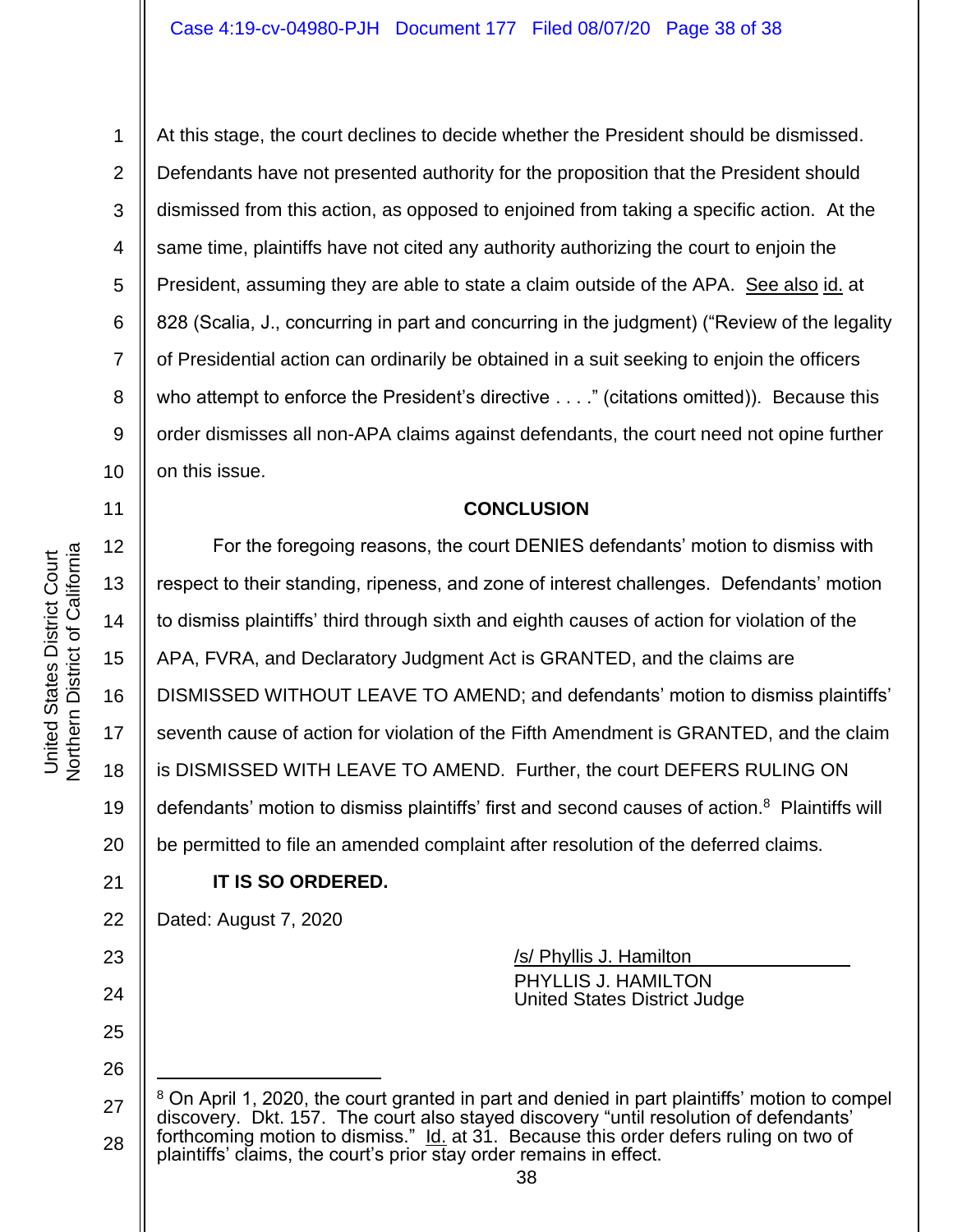At this stage, the court declines to decide whether the President should be dismissed. Defendants have not presented authority for the proposition that the President should dismissed from this action, as opposed to enjoined from taking a specific action. At the same time, plaintiffs have not cited any authority authorizing the court to enjoin the President, assuming they are able to state a claim outside of the APA. See also id. at 828 (Scalia, J., concurring in part and concurring in the judgment) ("Review of the legality of Presidential action can ordinarily be obtained in a suit seeking to enjoin the officers who attempt to enforce the President's directive . . . ." (citations omitted)). Because this order dismisses all non-APA claims against defendants, the court need not opine further on this issue.

**CONCLUSION**

For the foregoing reasons, the court DENIES defendants' motion to dismiss with respect to their standing, ripeness, and zone of interest challenges. Defendants' motion to dismiss plaintiffs' third through sixth and eighth causes of action for violation of the APA, FVRA, and Declaratory Judgment Act is GRANTED, and the claims are DISMISSED WITHOUT LEAVE TO AMEND; and defendants' motion to dismiss plaintiffs' seventh cause of action for violation of the Fifth Amendment is GRANTED, and the claim is DISMISSED WITH LEAVE TO AMEND. Further, the court DEFERS RULING ON defendants' motion to dismiss plaintiffs' first and second causes of action.[8] Plaintiffs will be permitted to file an amended complaint after resolution of the deferred claims.

**IT IS SO ORDERED.**

Dated: August 7, 2020

/s/ Phyllis J. Hamilton
PHYLLIS J. HAMILTON
United States District Judge

---

[8] On April 1, 2020, the court granted in part and denied in part plaintiffs' motion to compel discovery. Dkt. 157. The court also stayed discovery "until resolution of defendants' forthcoming motion to dismiss." Id. at 31. Because this order defers ruling on two of plaintiffs' claims, the court's prior stay order remains in effect.